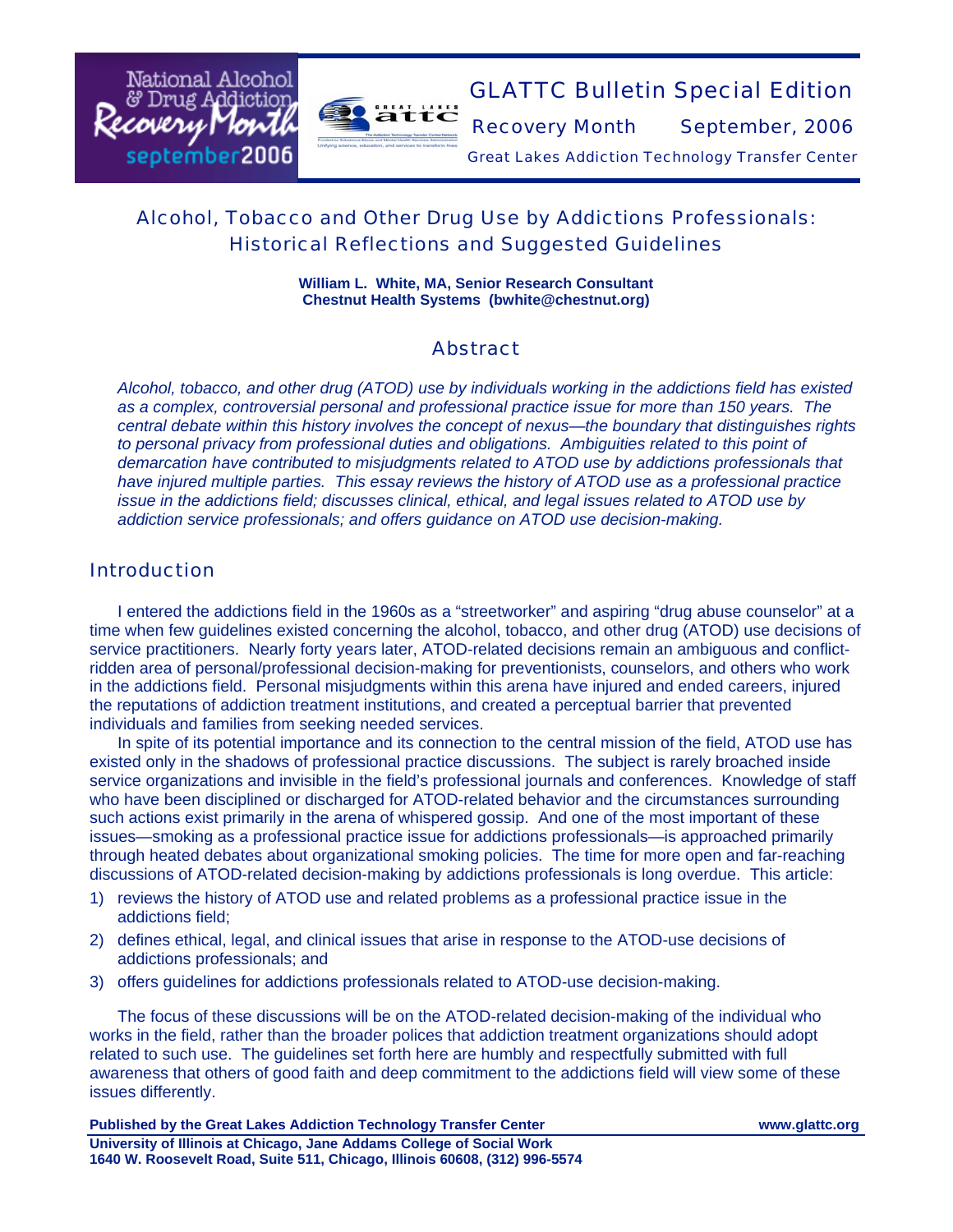GLATTC Bulletin Special Edition

Recovery Month September, 2006

Great Lakes Addiction Technology Transfer Center

# Alcohol, Tobacco and Other Drug Use by Addictions Professionals: Historical Reflections and Suggested Guidelines

**William L. White, MA, Senior Research Consultant**
**Chestnut Health Systems (bwhite@chestnut.org)**

## Abstract

*Alcohol, tobacco, and other drug (ATOD) use by individuals working in the addictions field has existed as a complex, controversial personal and professional practice issue for more than 150 years. The central debate within this history involves the concept of nexus—the boundary that distinguishes rights to personal privacy from professional duties and obligations. Ambiguities related to this point of demarcation have contributed to misjudgments related to ATOD use by addictions professionals that have injured multiple parties. This essay reviews the history of ATOD use as a professional practice issue in the addictions field; discusses clinical, ethical, and legal issues related to ATOD use by addiction service professionals; and offers guidance on ATOD use decision-making.*

## Introduction

I entered the addictions field in the 1960s as a "streetworker" and aspiring "drug abuse counselor" at a time when few guidelines existed concerning the alcohol, tobacco, and other drug (ATOD) use decisions of service practitioners. Nearly forty years later, ATOD-related decisions remain an ambiguous and conflict-ridden area of personal/professional decision-making for preventionists, counselors, and others who work in the addictions field. Personal misjudgments within this arena have injured and ended careers, injured the reputations of addiction treatment institutions, and created a perceptual barrier that prevented individuals and families from seeking needed services.

In spite of its potential importance and its connection to the central mission of the field, ATOD use has existed only in the shadows of professional practice discussions. The subject is rarely broached inside service organizations and invisible in the field's professional journals and conferences. Knowledge of staff who have been disciplined or discharged for ATOD-related behavior and the circumstances surrounding such actions exist primarily in the arena of whispered gossip. And one of the most important of these issues—smoking as a professional practice issue for addictions professionals—is approached primarily through heated debates about organizational smoking policies. The time for more open and far-reaching discussions of ATOD-related decision-making by addictions professionals is long overdue. This article:

1) reviews the history of ATOD use and related problems as a professional practice issue in the addictions field;
2) defines ethical, legal, and clinical issues that arise in response to the ATOD-use decisions of addictions professionals; and
3) offers guidelines for addictions professionals related to ATOD-use decision-making.

The focus of these discussions will be on the ATOD-related decision-making of the individual who works in the field, rather than the broader polices that addiction treatment organizations should adopt related to such use. The guidelines set forth here are humbly and respectfully submitted with full awareness that others of good faith and deep commitment to the addictions field will view some of these issues differently.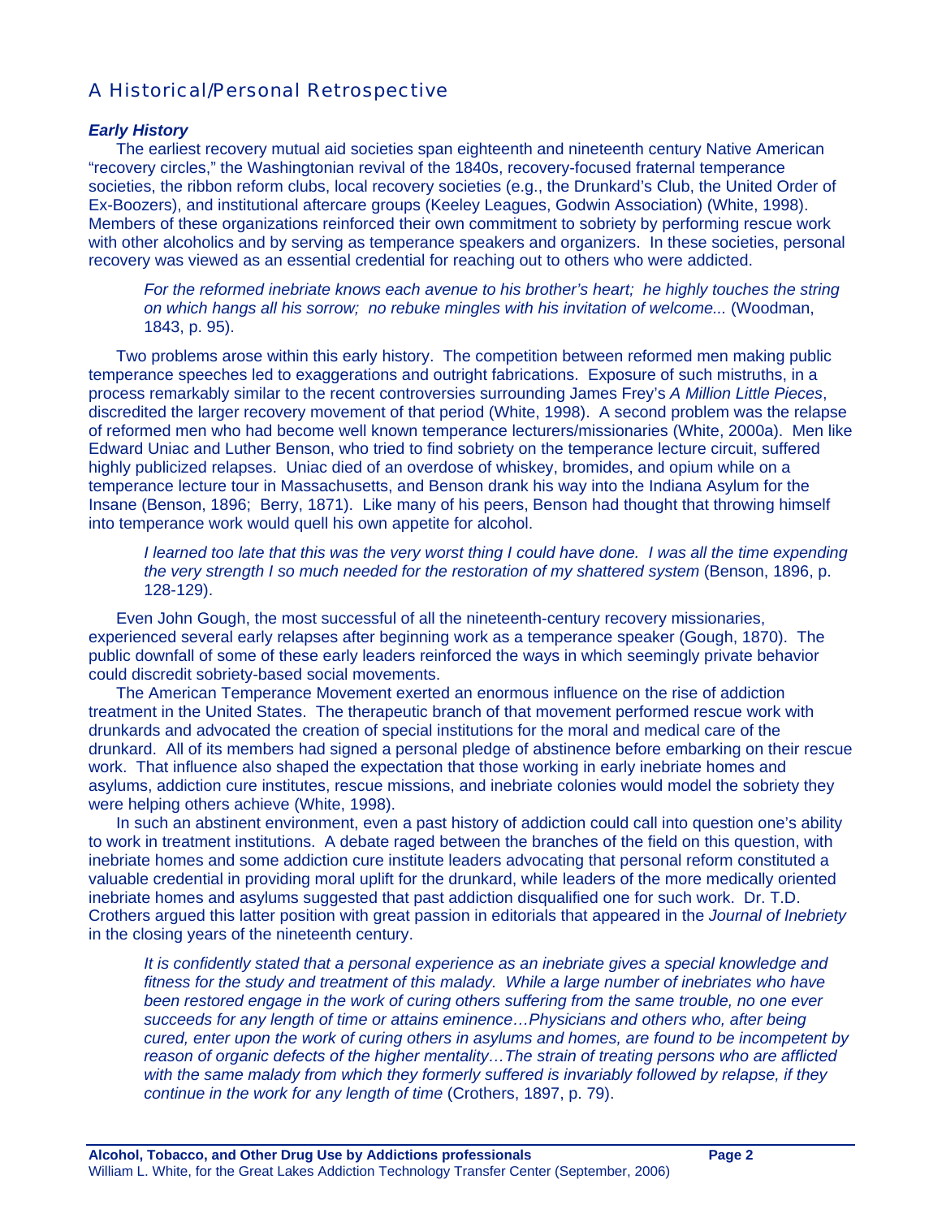## A Historical/Personal Retrospective

### *Early History*

The earliest recovery mutual aid societies span eighteenth and nineteenth century Native American "recovery circles," the Washingtonian revival of the 1840s, recovery-focused fraternal temperance societies, the ribbon reform clubs, local recovery societies (e.g., the Drunkard's Club, the United Order of Ex-Boozers), and institutional aftercare groups (Keeley Leagues, Godwin Association) (White, 1998). Members of these organizations reinforced their own commitment to sobriety by performing rescue work with other alcoholics and by serving as temperance speakers and organizers. In these societies, personal recovery was viewed as an essential credential for reaching out to others who were addicted.

> *For the reformed inebriate knows each avenue to his brother's heart; he highly touches the string on which hangs all his sorrow; no rebuke mingles with his invitation of welcome...* (Woodman, 1843, p. 95).

Two problems arose within this early history. The competition between reformed men making public temperance speeches led to exaggerations and outright fabrications. Exposure of such mistruths, in a process remarkably similar to the recent controversies surrounding James Frey's *A Million Little Pieces*, discredited the larger recovery movement of that period (White, 1998). A second problem was the relapse of reformed men who had become well known temperance lecturers/missionaries (White, 2000a). Men like Edward Uniac and Luther Benson, who tried to find sobriety on the temperance lecture circuit, suffered highly publicized relapses. Uniac died of an overdose of whiskey, bromides, and opium while on a temperance lecture tour in Massachusetts, and Benson drank his way into the Indiana Asylum for the Insane (Benson, 1896; Berry, 1871). Like many of his peers, Benson had thought that throwing himself into temperance work would quell his own appetite for alcohol.

> *I learned too late that this was the very worst thing I could have done. I was all the time expending the very strength I so much needed for the restoration of my shattered system* (Benson, 1896, p. 128-129).

Even John Gough, the most successful of all the nineteenth-century recovery missionaries, experienced several early relapses after beginning work as a temperance speaker (Gough, 1870). The public downfall of some of these early leaders reinforced the ways in which seemingly private behavior could discredit sobriety-based social movements.

The American Temperance Movement exerted an enormous influence on the rise of addiction treatment in the United States. The therapeutic branch of that movement performed rescue work with drunkards and advocated the creation of special institutions for the moral and medical care of the drunkard. All of its members had signed a personal pledge of abstinence before embarking on their rescue work. That influence also shaped the expectation that those working in early inebriate homes and asylums, addiction cure institutes, rescue missions, and inebriate colonies would model the sobriety they were helping others achieve (White, 1998).

In such an abstinent environment, even a past history of addiction could call into question one's ability to work in treatment institutions. A debate raged between the branches of the field on this question, with inebriate homes and some addiction cure institute leaders advocating that personal reform constituted a valuable credential in providing moral uplift for the drunkard, while leaders of the more medically oriented inebriate homes and asylums suggested that past addiction disqualified one for such work. Dr. T.D. Crothers argued this latter position with great passion in editorials that appeared in the *Journal of Inebriety* in the closing years of the nineteenth century.

> *It is confidently stated that a personal experience as an inebriate gives a special knowledge and fitness for the study and treatment of this malady. While a large number of inebriates who have been restored engage in the work of curing others suffering from the same trouble, no one ever succeeds for any length of time or attains eminence…Physicians and others who, after being cured, enter upon the work of curing others in asylums and homes, are found to be incompetent by reason of organic defects of the higher mentality…The strain of treating persons who are afflicted with the same malady from which they formerly suffered is invariably followed by relapse, if they continue in the work for any length of time* (Crothers, 1897, p. 79).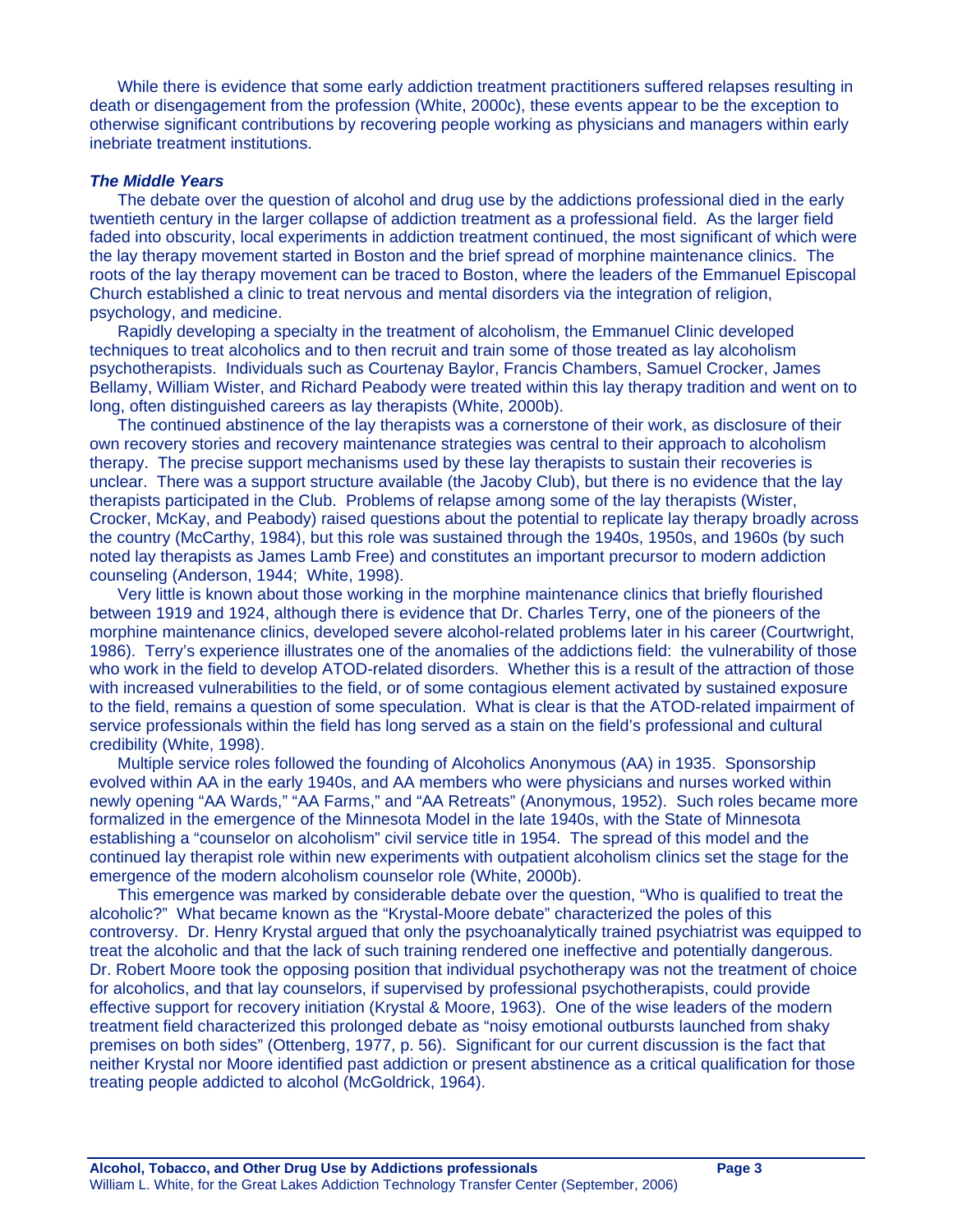While there is evidence that some early addiction treatment practitioners suffered relapses resulting in death or disengagement from the profession (White, 2000c), these events appear to be the exception to otherwise significant contributions by recovering people working as physicians and managers within early inebriate treatment institutions.

### *The Middle Years*

The debate over the question of alcohol and drug use by the addictions professional died in the early twentieth century in the larger collapse of addiction treatment as a professional field. As the larger field faded into obscurity, local experiments in addiction treatment continued, the most significant of which were the lay therapy movement started in Boston and the brief spread of morphine maintenance clinics. The roots of the lay therapy movement can be traced to Boston, where the leaders of the Emmanuel Episcopal Church established a clinic to treat nervous and mental disorders via the integration of religion, psychology, and medicine.

Rapidly developing a specialty in the treatment of alcoholism, the Emmanuel Clinic developed techniques to treat alcoholics and to then recruit and train some of those treated as lay alcoholism psychotherapists. Individuals such as Courtenay Baylor, Francis Chambers, Samuel Crocker, James Bellamy, William Wister, and Richard Peabody were treated within this lay therapy tradition and went on to long, often distinguished careers as lay therapists (White, 2000b).

The continued abstinence of the lay therapists was a cornerstone of their work, as disclosure of their own recovery stories and recovery maintenance strategies was central to their approach to alcoholism therapy. The precise support mechanisms used by these lay therapists to sustain their recoveries is unclear. There was a support structure available (the Jacoby Club), but there is no evidence that the lay therapists participated in the Club. Problems of relapse among some of the lay therapists (Wister, Crocker, McKay, and Peabody) raised questions about the potential to replicate lay therapy broadly across the country (McCarthy, 1984), but this role was sustained through the 1940s, 1950s, and 1960s (by such noted lay therapists as James Lamb Free) and constitutes an important precursor to modern addiction counseling (Anderson, 1944; White, 1998).

Very little is known about those working in the morphine maintenance clinics that briefly flourished between 1919 and 1924, although there is evidence that Dr. Charles Terry, one of the pioneers of the morphine maintenance clinics, developed severe alcohol-related problems later in his career (Courtwright, 1986). Terry's experience illustrates one of the anomalies of the addictions field: the vulnerability of those who work in the field to develop ATOD-related disorders. Whether this is a result of the attraction of those with increased vulnerabilities to the field, or of some contagious element activated by sustained exposure to the field, remains a question of some speculation. What is clear is that the ATOD-related impairment of service professionals within the field has long served as a stain on the field's professional and cultural credibility (White, 1998).

Multiple service roles followed the founding of Alcoholics Anonymous (AA) in 1935. Sponsorship evolved within AA in the early 1940s, and AA members who were physicians and nurses worked within newly opening "AA Wards," "AA Farms," and "AA Retreats" (Anonymous, 1952). Such roles became more formalized in the emergence of the Minnesota Model in the late 1940s, with the State of Minnesota establishing a "counselor on alcoholism" civil service title in 1954. The spread of this model and the continued lay therapist role within new experiments with outpatient alcoholism clinics set the stage for the emergence of the modern alcoholism counselor role (White, 2000b).

This emergence was marked by considerable debate over the question, "Who is qualified to treat the alcoholic?" What became known as the "Krystal-Moore debate" characterized the poles of this controversy. Dr. Henry Krystal argued that only the psychoanalytically trained psychiatrist was equipped to treat the alcoholic and that the lack of such training rendered one ineffective and potentially dangerous. Dr. Robert Moore took the opposing position that individual psychotherapy was not the treatment of choice for alcoholics, and that lay counselors, if supervised by professional psychotherapists, could provide effective support for recovery initiation (Krystal & Moore, 1963). One of the wise leaders of the modern treatment field characterized this prolonged debate as "noisy emotional outbursts launched from shaky premises on both sides" (Ottenberg, 1977, p. 56). Significant for our current discussion is the fact that neither Krystal nor Moore identified past addiction or present abstinence as a critical qualification for those treating people addicted to alcohol (McGoldrick, 1964).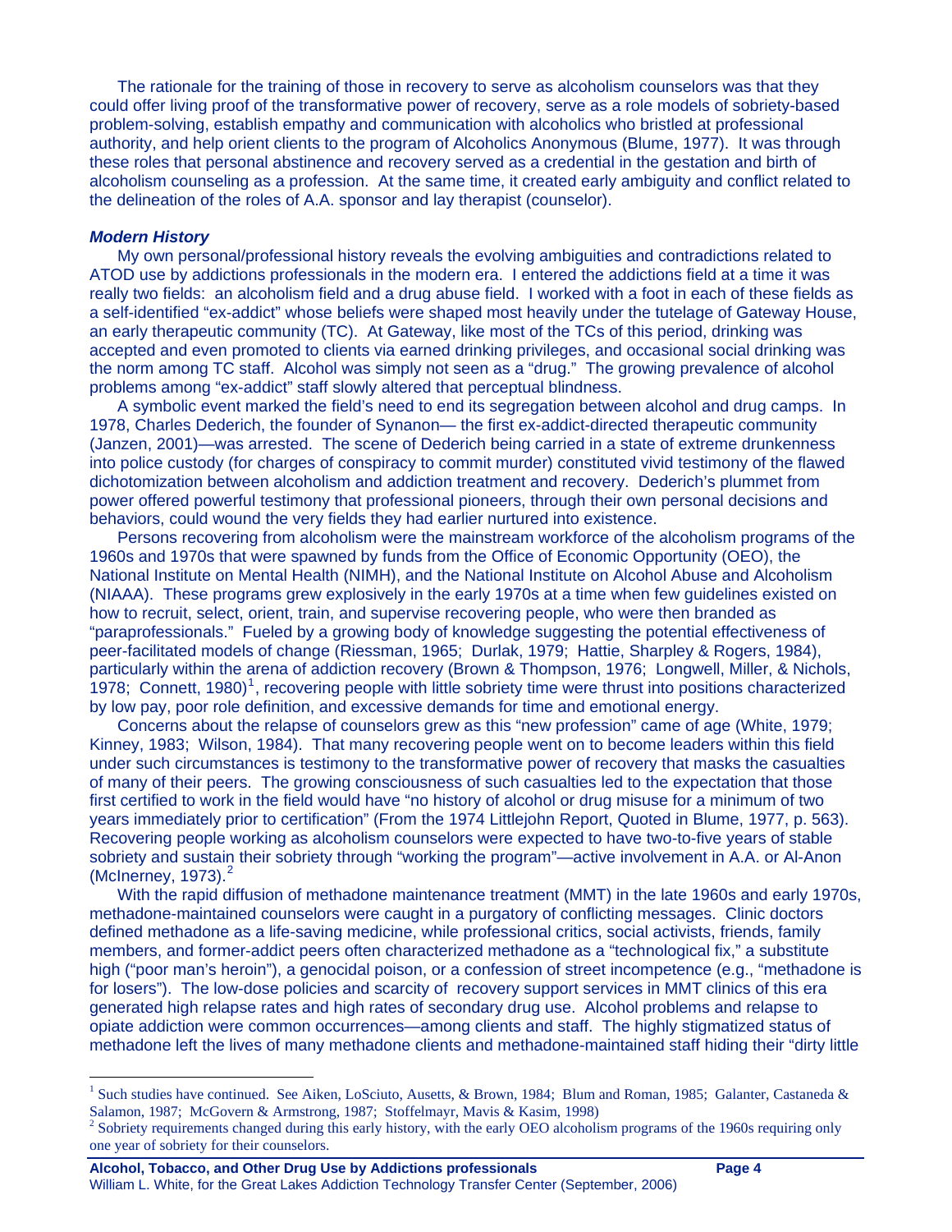The rationale for the training of those in recovery to serve as alcoholism counselors was that they could offer living proof of the transformative power of recovery, serve as a role models of sobriety-based problem-solving, establish empathy and communication with alcoholics who bristled at professional authority, and help orient clients to the program of Alcoholics Anonymous (Blume, 1977). It was through these roles that personal abstinence and recovery served as a credential in the gestation and birth of alcoholism counseling as a profession. At the same time, it created early ambiguity and conflict related to the delineation of the roles of A.A. sponsor and lay therapist (counselor).

### *Modern History*

My own personal/professional history reveals the evolving ambiguities and contradictions related to ATOD use by addictions professionals in the modern era. I entered the addictions field at a time it was really two fields: an alcoholism field and a drug abuse field. I worked with a foot in each of these fields as a self-identified "ex-addict" whose beliefs were shaped most heavily under the tutelage of Gateway House, an early therapeutic community (TC). At Gateway, like most of the TCs of this period, drinking was accepted and even promoted to clients via earned drinking privileges, and occasional social drinking was the norm among TC staff. Alcohol was simply not seen as a "drug." The growing prevalence of alcohol problems among "ex-addict" staff slowly altered that perceptual blindness.

A symbolic event marked the field's need to end its segregation between alcohol and drug camps. In 1978, Charles Dederich, the founder of Synanon— the first ex-addict-directed therapeutic community (Janzen, 2001)—was arrested. The scene of Dederich being carried in a state of extreme drunkenness into police custody (for charges of conspiracy to commit murder) constituted vivid testimony of the flawed dichotomization between alcoholism and addiction treatment and recovery. Dederich's plummet from power offered powerful testimony that professional pioneers, through their own personal decisions and behaviors, could wound the very fields they had earlier nurtured into existence.

Persons recovering from alcoholism were the mainstream workforce of the alcoholism programs of the 1960s and 1970s that were spawned by funds from the Office of Economic Opportunity (OEO), the National Institute on Mental Health (NIMH), and the National Institute on Alcohol Abuse and Alcoholism (NIAAA). These programs grew explosively in the early 1970s at a time when few guidelines existed on how to recruit, select, orient, train, and supervise recovering people, who were then branded as "paraprofessionals." Fueled by a growing body of knowledge suggesting the potential effectiveness of peer-facilitated models of change (Riessman, 1965; Durlak, 1979; Hattie, Sharpley & Rogers, 1984), particularly within the arena of addiction recovery (Brown & Thompson, 1976; Longwell, Miller, & Nichols, 1978; Connett, 1980)[1], recovering people with little sobriety time were thrust into positions characterized by low pay, poor role definition, and excessive demands for time and emotional energy.

Concerns about the relapse of counselors grew as this "new profession" came of age (White, 1979; Kinney, 1983; Wilson, 1984). That many recovering people went on to become leaders within this field under such circumstances is testimony to the transformative power of recovery that masks the casualties of many of their peers. The growing consciousness of such casualties led to the expectation that those first certified to work in the field would have "no history of alcohol or drug misuse for a minimum of two years immediately prior to certification" (From the 1974 Littlejohn Report, Quoted in Blume, 1977, p. 563). Recovering people working as alcoholism counselors were expected to have two-to-five years of stable sobriety and sustain their sobriety through "working the program"—active involvement in A.A. or Al-Anon (McInerney, 1973).[2]

With the rapid diffusion of methadone maintenance treatment (MMT) in the late 1960s and early 1970s, methadone-maintained counselors were caught in a purgatory of conflicting messages. Clinic doctors defined methadone as a life-saving medicine, while professional critics, social activists, friends, family members, and former-addict peers often characterized methadone as a "technological fix," a substitute high ("poor man's heroin"), a genocidal poison, or a confession of street incompetence (e.g., "methadone is for losers"). The low-dose policies and scarcity of recovery support services in MMT clinics of this era generated high relapse rates and high rates of secondary drug use. Alcohol problems and relapse to opiate addiction were common occurrences—among clients and staff. The highly stigmatized status of methadone left the lives of many methadone clients and methadone-maintained staff hiding their "dirty little

---

[1] Such studies have continued. See Aiken, LoSciuto, Ausetts, & Brown, 1984; Blum and Roman, 1985; Galanter, Castaneda & Salamon, 1987; McGovern & Armstrong, 1987; Stoffelmayr, Mavis & Kasim, 1998)

[2] Sobriety requirements changed during this early history, with the early OEO alcoholism programs of the 1960s requiring only one year of sobriety for their counselors.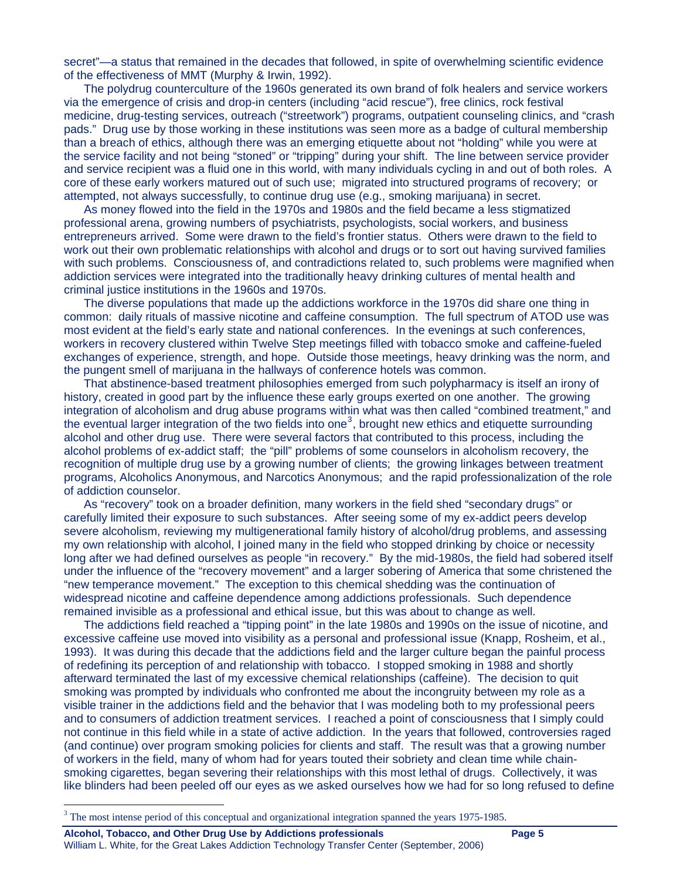secret"—a status that remained in the decades that followed, in spite of overwhelming scientific evidence of the effectiveness of MMT (Murphy & Irwin, 1992).

The polydrug counterculture of the 1960s generated its own brand of folk healers and service workers via the emergence of crisis and drop-in centers (including "acid rescue"), free clinics, rock festival medicine, drug-testing services, outreach ("streetwork") programs, outpatient counseling clinics, and "crash pads." Drug use by those working in these institutions was seen more as a badge of cultural membership than a breach of ethics, although there was an emerging etiquette about not "holding" while you were at the service facility and not being "stoned" or "tripping" during your shift. The line between service provider and service recipient was a fluid one in this world, with many individuals cycling in and out of both roles. A core of these early workers matured out of such use; migrated into structured programs of recovery; or attempted, not always successfully, to continue drug use (e.g., smoking marijuana) in secret.

As money flowed into the field in the 1970s and 1980s and the field became a less stigmatized professional arena, growing numbers of psychiatrists, psychologists, social workers, and business entrepreneurs arrived. Some were drawn to the field's frontier status. Others were drawn to the field to work out their own problematic relationships with alcohol and drugs or to sort out having survived families with such problems. Consciousness of, and contradictions related to, such problems were magnified when addiction services were integrated into the traditionally heavy drinking cultures of mental health and criminal justice institutions in the 1960s and 1970s.

The diverse populations that made up the addictions workforce in the 1970s did share one thing in common: daily rituals of massive nicotine and caffeine consumption. The full spectrum of ATOD use was most evident at the field's early state and national conferences. In the evenings at such conferences, workers in recovery clustered within Twelve Step meetings filled with tobacco smoke and caffeine-fueled exchanges of experience, strength, and hope. Outside those meetings, heavy drinking was the norm, and the pungent smell of marijuana in the hallways of conference hotels was common.

That abstinence-based treatment philosophies emerged from such polypharmacy is itself an irony of history, created in good part by the influence these early groups exerted on one another. The growing integration of alcoholism and drug abuse programs within what was then called "combined treatment," and the eventual larger integration of the two fields into one[3], brought new ethics and etiquette surrounding alcohol and other drug use. There were several factors that contributed to this process, including the alcohol problems of ex-addict staff; the "pill" problems of some counselors in alcoholism recovery, the recognition of multiple drug use by a growing number of clients; the growing linkages between treatment programs, Alcoholics Anonymous, and Narcotics Anonymous; and the rapid professionalization of the role of addiction counselor.

As "recovery" took on a broader definition, many workers in the field shed "secondary drugs" or carefully limited their exposure to such substances. After seeing some of my ex-addict peers develop severe alcoholism, reviewing my multigenerational family history of alcohol/drug problems, and assessing my own relationship with alcohol, I joined many in the field who stopped drinking by choice or necessity long after we had defined ourselves as people "in recovery." By the mid-1980s, the field had sobered itself under the influence of the "recovery movement" and a larger sobering of America that some christened the "new temperance movement." The exception to this chemical shedding was the continuation of widespread nicotine and caffeine dependence among addictions professionals. Such dependence remained invisible as a professional and ethical issue, but this was about to change as well.

The addictions field reached a "tipping point" in the late 1980s and 1990s on the issue of nicotine, and excessive caffeine use moved into visibility as a personal and professional issue (Knapp, Rosheim, et al., 1993). It was during this decade that the addictions field and the larger culture began the painful process of redefining its perception of and relationship with tobacco. I stopped smoking in 1988 and shortly afterward terminated the last of my excessive chemical relationships (caffeine). The decision to quit smoking was prompted by individuals who confronted me about the incongruity between my role as a visible trainer in the addictions field and the behavior that I was modeling both to my professional peers and to consumers of addiction treatment services. I reached a point of consciousness that I simply could not continue in this field while in a state of active addiction. In the years that followed, controversies raged (and continue) over program smoking policies for clients and staff. The result was that a growing number of workers in the field, many of whom had for years touted their sobriety and clean time while chain-smoking cigarettes, began severing their relationships with this most lethal of drugs. Collectively, it was like blinders had been peeled off our eyes as we asked ourselves how we had for so long refused to define

[3] The most intense period of this conceptual and organizational integration spanned the years 1975-1985.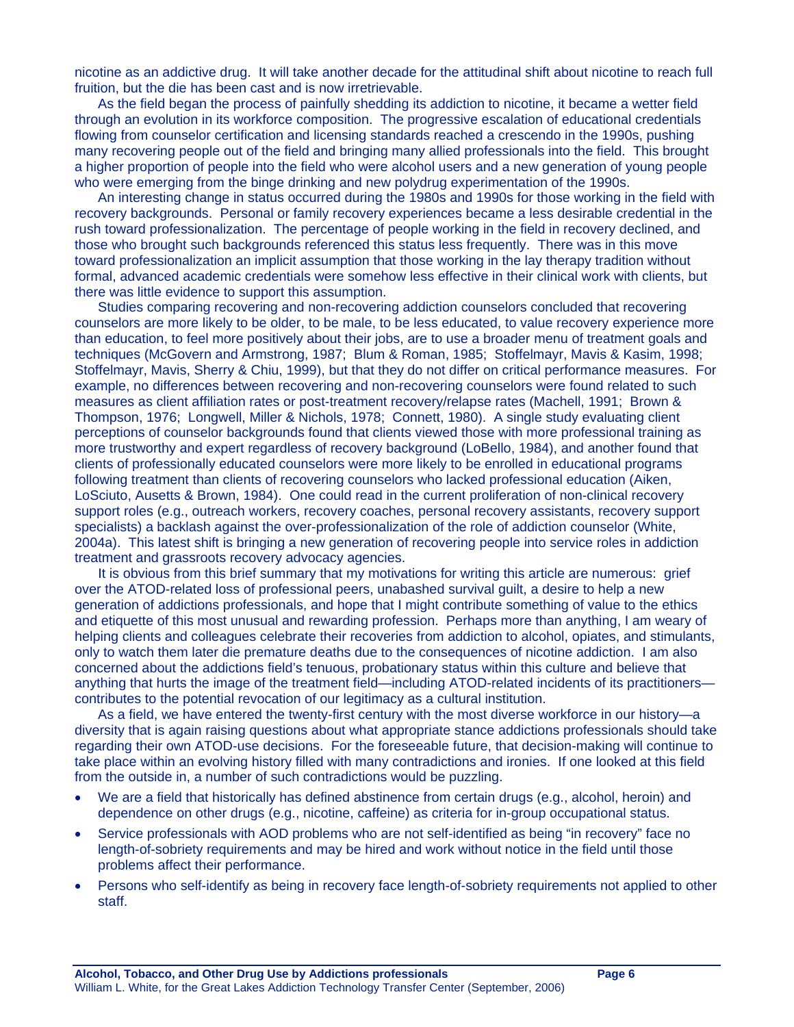nicotine as an addictive drug. It will take another decade for the attitudinal shift about nicotine to reach full fruition, but the die has been cast and is now irretrievable.

As the field began the process of painfully shedding its addiction to nicotine, it became a wetter field through an evolution in its workforce composition. The progressive escalation of educational credentials flowing from counselor certification and licensing standards reached a crescendo in the 1990s, pushing many recovering people out of the field and bringing many allied professionals into the field. This brought a higher proportion of people into the field who were alcohol users and a new generation of young people who were emerging from the binge drinking and new polydrug experimentation of the 1990s.

An interesting change in status occurred during the 1980s and 1990s for those working in the field with recovery backgrounds. Personal or family recovery experiences became a less desirable credential in the rush toward professionalization. The percentage of people working in the field in recovery declined, and those who brought such backgrounds referenced this status less frequently. There was in this move toward professionalization an implicit assumption that those working in the lay therapy tradition without formal, advanced academic credentials were somehow less effective in their clinical work with clients, but there was little evidence to support this assumption.

Studies comparing recovering and non-recovering addiction counselors concluded that recovering counselors are more likely to be older, to be male, to be less educated, to value recovery experience more than education, to feel more positively about their jobs, are to use a broader menu of treatment goals and techniques (McGovern and Armstrong, 1987; Blum & Roman, 1985; Stoffelmayr, Mavis & Kasim, 1998; Stoffelmayr, Mavis, Sherry & Chiu, 1999), but that they do not differ on critical performance measures. For example, no differences between recovering and non-recovering counselors were found related to such measures as client affiliation rates or post-treatment recovery/relapse rates (Machell, 1991; Brown & Thompson, 1976; Longwell, Miller & Nichols, 1978; Connett, 1980). A single study evaluating client perceptions of counselor backgrounds found that clients viewed those with more professional training as more trustworthy and expert regardless of recovery background (LoBello, 1984), and another found that clients of professionally educated counselors were more likely to be enrolled in educational programs following treatment than clients of recovering counselors who lacked professional education (Aiken, LoSciuto, Ausetts & Brown, 1984). One could read in the current proliferation of non-clinical recovery support roles (e.g., outreach workers, recovery coaches, personal recovery assistants, recovery support specialists) a backlash against the over-professionalization of the role of addiction counselor (White, 2004a). This latest shift is bringing a new generation of recovering people into service roles in addiction treatment and grassroots recovery advocacy agencies.

It is obvious from this brief summary that my motivations for writing this article are numerous: grief over the ATOD-related loss of professional peers, unabashed survival guilt, a desire to help a new generation of addictions professionals, and hope that I might contribute something of value to the ethics and etiquette of this most unusual and rewarding profession. Perhaps more than anything, I am weary of helping clients and colleagues celebrate their recoveries from addiction to alcohol, opiates, and stimulants, only to watch them later die premature deaths due to the consequences of nicotine addiction. I am also concerned about the addictions field's tenuous, probationary status within this culture and believe that anything that hurts the image of the treatment field—including ATOD-related incidents of its practitioners—contributes to the potential revocation of our legitimacy as a cultural institution.

As a field, we have entered the twenty-first century with the most diverse workforce in our history—a diversity that is again raising questions about what appropriate stance addictions professionals should take regarding their own ATOD-use decisions. For the foreseeable future, that decision-making will continue to take place within an evolving history filled with many contradictions and ironies. If one looked at this field from the outside in, a number of such contradictions would be puzzling.

- We are a field that historically has defined abstinence from certain drugs (e.g., alcohol, heroin) and dependence on other drugs (e.g., nicotine, caffeine) as criteria for in-group occupational status.
- Service professionals with AOD problems who are not self-identified as being "in recovery" face no length-of-sobriety requirements and may be hired and work without notice in the field until those problems affect their performance.
- Persons who self-identify as being in recovery face length-of-sobriety requirements not applied to other staff.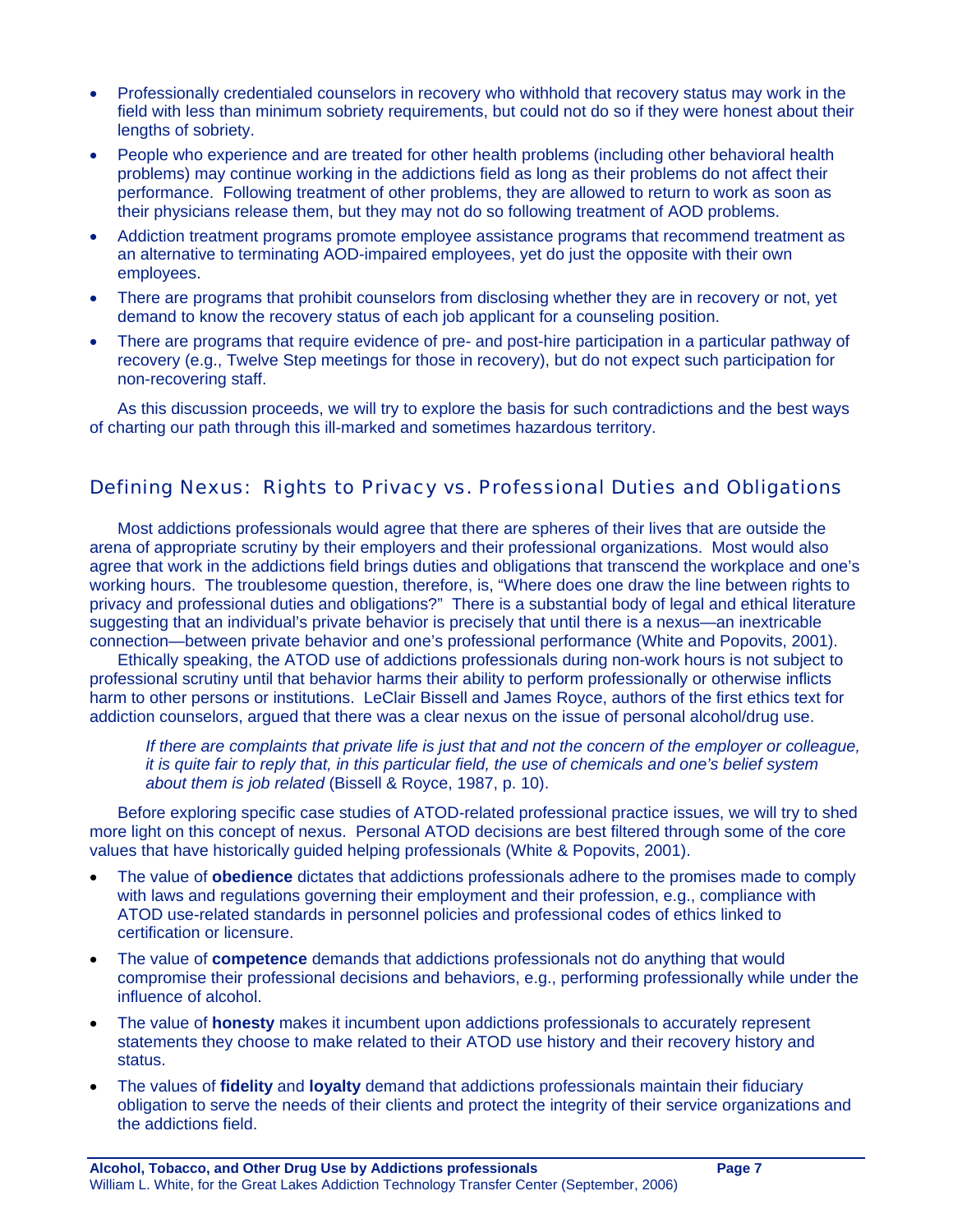- Professionally credentialed counselors in recovery who withhold that recovery status may work in the field with less than minimum sobriety requirements, but could not do so if they were honest about their lengths of sobriety.
- People who experience and are treated for other health problems (including other behavioral health problems) may continue working in the addictions field as long as their problems do not affect their performance. Following treatment of other problems, they are allowed to return to work as soon as their physicians release them, but they may not do so following treatment of AOD problems.
- Addiction treatment programs promote employee assistance programs that recommend treatment as an alternative to terminating AOD-impaired employees, yet do just the opposite with their own employees.
- There are programs that prohibit counselors from disclosing whether they are in recovery or not, yet demand to know the recovery status of each job applicant for a counseling position.
- There are programs that require evidence of pre- and post-hire participation in a particular pathway of recovery (e.g., Twelve Step meetings for those in recovery), but do not expect such participation for non-recovering staff.

As this discussion proceeds, we will try to explore the basis for such contradictions and the best ways of charting our path through this ill-marked and sometimes hazardous territory.

## Defining Nexus: Rights to Privacy vs. Professional Duties and Obligations

Most addictions professionals would agree that there are spheres of their lives that are outside the arena of appropriate scrutiny by their employers and their professional organizations. Most would also agree that work in the addictions field brings duties and obligations that transcend the workplace and one's working hours. The troublesome question, therefore, is, "Where does one draw the line between rights to privacy and professional duties and obligations?" There is a substantial body of legal and ethical literature suggesting that an individual's private behavior is precisely that until there is a nexus—an inextricable connection—between private behavior and one's professional performance (White and Popovits, 2001).

Ethically speaking, the ATOD use of addictions professionals during non-work hours is not subject to professional scrutiny until that behavior harms their ability to perform professionally or otherwise inflicts harm to other persons or institutions. LeClair Bissell and James Royce, authors of the first ethics text for addiction counselors, argued that there was a clear nexus on the issue of personal alcohol/drug use.

> *If there are complaints that private life is just that and not the concern of the employer or colleague, it is quite fair to reply that, in this particular field, the use of chemicals and one's belief system about them is job related* (Bissell & Royce, 1987, p. 10).

Before exploring specific case studies of ATOD-related professional practice issues, we will try to shed more light on this concept of nexus. Personal ATOD decisions are best filtered through some of the core values that have historically guided helping professionals (White & Popovits, 2001).

- The value of **obedience** dictates that addictions professionals adhere to the promises made to comply with laws and regulations governing their employment and their profession, e.g., compliance with ATOD use-related standards in personnel policies and professional codes of ethics linked to certification or licensure.
- The value of **competence** demands that addictions professionals not do anything that would compromise their professional decisions and behaviors, e.g., performing professionally while under the influence of alcohol.
- The value of **honesty** makes it incumbent upon addictions professionals to accurately represent statements they choose to make related to their ATOD use history and their recovery history and status.
- The values of **fidelity** and **loyalty** demand that addictions professionals maintain their fiduciary obligation to serve the needs of their clients and protect the integrity of their service organizations and the addictions field.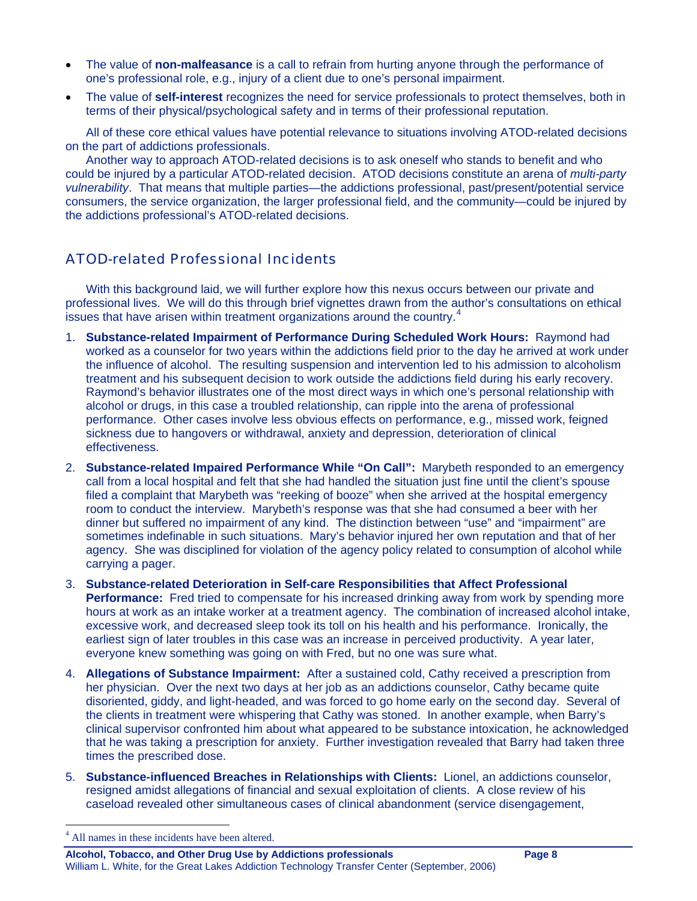- The value of **non-malfeasance** is a call to refrain from hurting anyone through the performance of one's professional role, e.g., injury of a client due to one's personal impairment.
- The value of **self-interest** recognizes the need for service professionals to protect themselves, both in terms of their physical/psychological safety and in terms of their professional reputation.

All of these core ethical values have potential relevance to situations involving ATOD-related decisions on the part of addictions professionals.

Another way to approach ATOD-related decisions is to ask oneself who stands to benefit and who could be injured by a particular ATOD-related decision. ATOD decisions constitute an arena of *multi-party vulnerability*. That means that multiple parties—the addictions professional, past/present/potential service consumers, the service organization, the larger professional field, and the community—could be injured by the addictions professional's ATOD-related decisions.

## ATOD-related Professional Incidents

With this background laid, we will further explore how this nexus occurs between our private and professional lives. We will do this through brief vignettes drawn from the author's consultations on ethical issues that have arisen within treatment organizations around the country.[4]

1. **Substance-related Impairment of Performance During Scheduled Work Hours:** Raymond had worked as a counselor for two years within the addictions field prior to the day he arrived at work under the influence of alcohol. The resulting suspension and intervention led to his admission to alcoholism treatment and his subsequent decision to work outside the addictions field during his early recovery. Raymond's behavior illustrates one of the most direct ways in which one's personal relationship with alcohol or drugs, in this case a troubled relationship, can ripple into the arena of professional performance. Other cases involve less obvious effects on performance, e.g., missed work, feigned sickness due to hangovers or withdrawal, anxiety and depression, deterioration of clinical effectiveness.
2. **Substance-related Impaired Performance While "On Call":** Marybeth responded to an emergency call from a local hospital and felt that she had handled the situation just fine until the client's spouse filed a complaint that Marybeth was "reeking of booze" when she arrived at the hospital emergency room to conduct the interview. Marybeth's response was that she had consumed a beer with her dinner but suffered no impairment of any kind. The distinction between "use" and "impairment" are sometimes indefinable in such situations. Mary's behavior injured her own reputation and that of her agency. She was disciplined for violation of the agency policy related to consumption of alcohol while carrying a pager.
3. **Substance-related Deterioration in Self-care Responsibilities that Affect Professional Performance:** Fred tried to compensate for his increased drinking away from work by spending more hours at work as an intake worker at a treatment agency. The combination of increased alcohol intake, excessive work, and decreased sleep took its toll on his health and his performance. Ironically, the earliest sign of later troubles in this case was an increase in perceived productivity. A year later, everyone knew something was going on with Fred, but no one was sure what.
4. **Allegations of Substance Impairment:** After a sustained cold, Cathy received a prescription from her physician. Over the next two days at her job as an addictions counselor, Cathy became quite disoriented, giddy, and light-headed, and was forced to go home early on the second day. Several of the clients in treatment were whispering that Cathy was stoned. In another example, when Barry's clinical supervisor confronted him about what appeared to be substance intoxication, he acknowledged that he was taking a prescription for anxiety. Further investigation revealed that Barry had taken three times the prescribed dose.
5. **Substance-influenced Breaches in Relationships with Clients:** Lionel, an addictions counselor, resigned amidst allegations of financial and sexual exploitation of clients. A close review of his caseload revealed other simultaneous cases of clinical abandonment (service disengagement,

[4] All names in these incidents have been altered.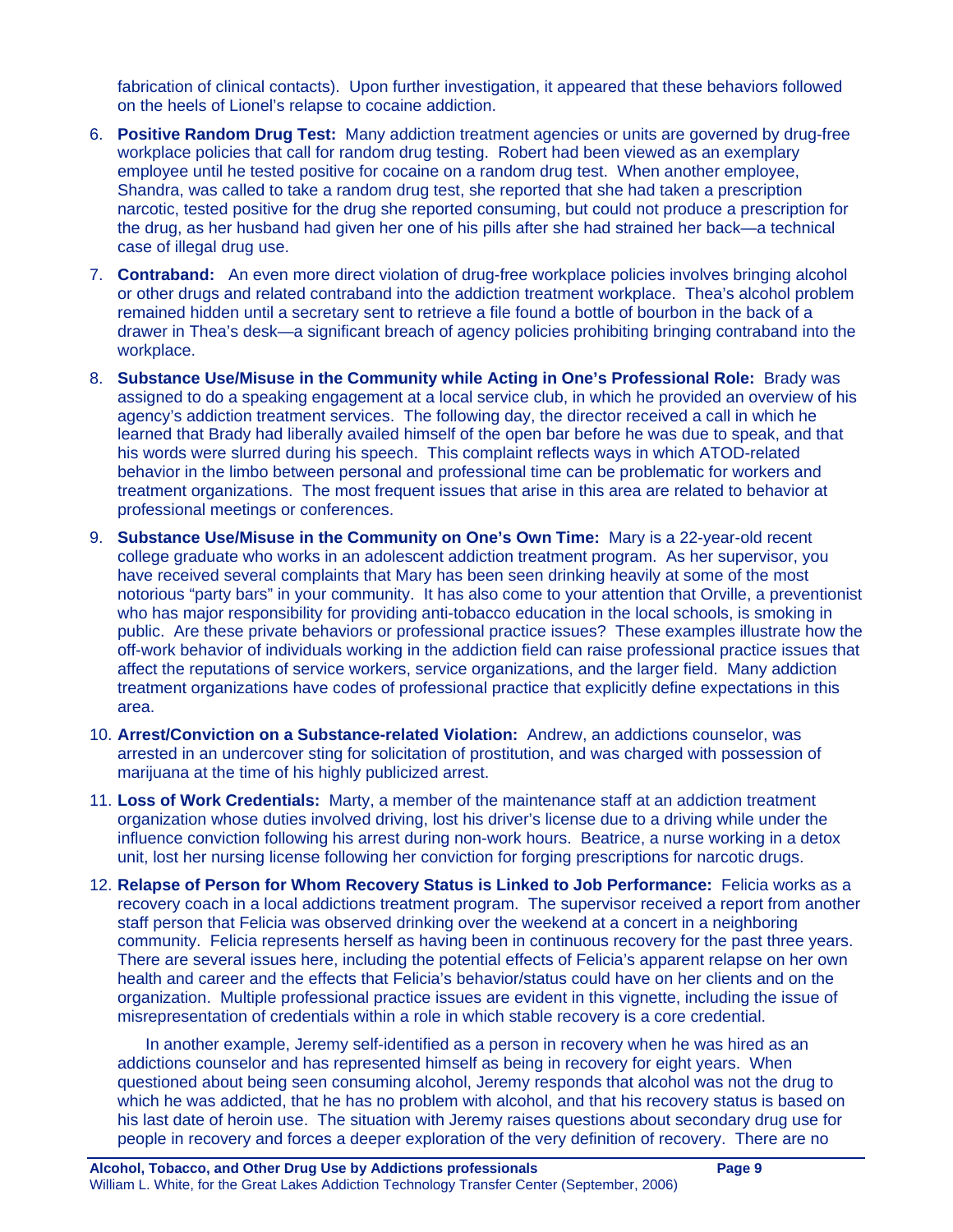fabrication of clinical contacts). Upon further investigation, it appeared that these behaviors followed on the heels of Lionel's relapse to cocaine addiction.

6. **Positive Random Drug Test:** Many addiction treatment agencies or units are governed by drug-free workplace policies that call for random drug testing. Robert had been viewed as an exemplary employee until he tested positive for cocaine on a random drug test. When another employee, Shandra, was called to take a random drug test, she reported that she had taken a prescription narcotic, tested positive for the drug she reported consuming, but could not produce a prescription for the drug, as her husband had given her one of his pills after she had strained her back—a technical case of illegal drug use.

7. **Contraband:** An even more direct violation of drug-free workplace policies involves bringing alcohol or other drugs and related contraband into the addiction treatment workplace. Thea's alcohol problem remained hidden until a secretary sent to retrieve a file found a bottle of bourbon in the back of a drawer in Thea's desk—a significant breach of agency policies prohibiting bringing contraband into the workplace.

8. **Substance Use/Misuse in the Community while Acting in One's Professional Role:** Brady was assigned to do a speaking engagement at a local service club, in which he provided an overview of his agency's addiction treatment services. The following day, the director received a call in which he learned that Brady had liberally availed himself of the open bar before he was due to speak, and that his words were slurred during his speech. This complaint reflects ways in which ATOD-related behavior in the limbo between personal and professional time can be problematic for workers and treatment organizations. The most frequent issues that arise in this area are related to behavior at professional meetings or conferences.

9. **Substance Use/Misuse in the Community on One's Own Time:** Mary is a 22-year-old recent college graduate who works in an adolescent addiction treatment program. As her supervisor, you have received several complaints that Mary has been seen drinking heavily at some of the most notorious "party bars" in your community. It has also come to your attention that Orville, a preventionist who has major responsibility for providing anti-tobacco education in the local schools, is smoking in public. Are these private behaviors or professional practice issues? These examples illustrate how the off-work behavior of individuals working in the addiction field can raise professional practice issues that affect the reputations of service workers, service organizations, and the larger field. Many addiction treatment organizations have codes of professional practice that explicitly define expectations in this area.

10. **Arrest/Conviction on a Substance-related Violation:** Andrew, an addictions counselor, was arrested in an undercover sting for solicitation of prostitution, and was charged with possession of marijuana at the time of his highly publicized arrest.

11. **Loss of Work Credentials:** Marty, a member of the maintenance staff at an addiction treatment organization whose duties involved driving, lost his driver's license due to a driving while under the influence conviction following his arrest during non-work hours. Beatrice, a nurse working in a detox unit, lost her nursing license following her conviction for forging prescriptions for narcotic drugs.

12. **Relapse of Person for Whom Recovery Status is Linked to Job Performance:** Felicia works as a recovery coach in a local addictions treatment program. The supervisor received a report from another staff person that Felicia was observed drinking over the weekend at a concert in a neighboring community. Felicia represents herself as having been in continuous recovery for the past three years. There are several issues here, including the potential effects of Felicia's apparent relapse on her own health and career and the effects that Felicia's behavior/status could have on her clients and on the organization. Multiple professional practice issues are evident in this vignette, including the issue of misrepresentation of credentials within a role in which stable recovery is a core credential.

    In another example, Jeremy self-identified as a person in recovery when he was hired as an addictions counselor and has represented himself as being in recovery for eight years. When questioned about being seen consuming alcohol, Jeremy responds that alcohol was not the drug to which he was addicted, that he has no problem with alcohol, and that his recovery status is based on his last date of heroin use. The situation with Jeremy raises questions about secondary drug use for people in recovery and forces a deeper exploration of the very definition of recovery. There are no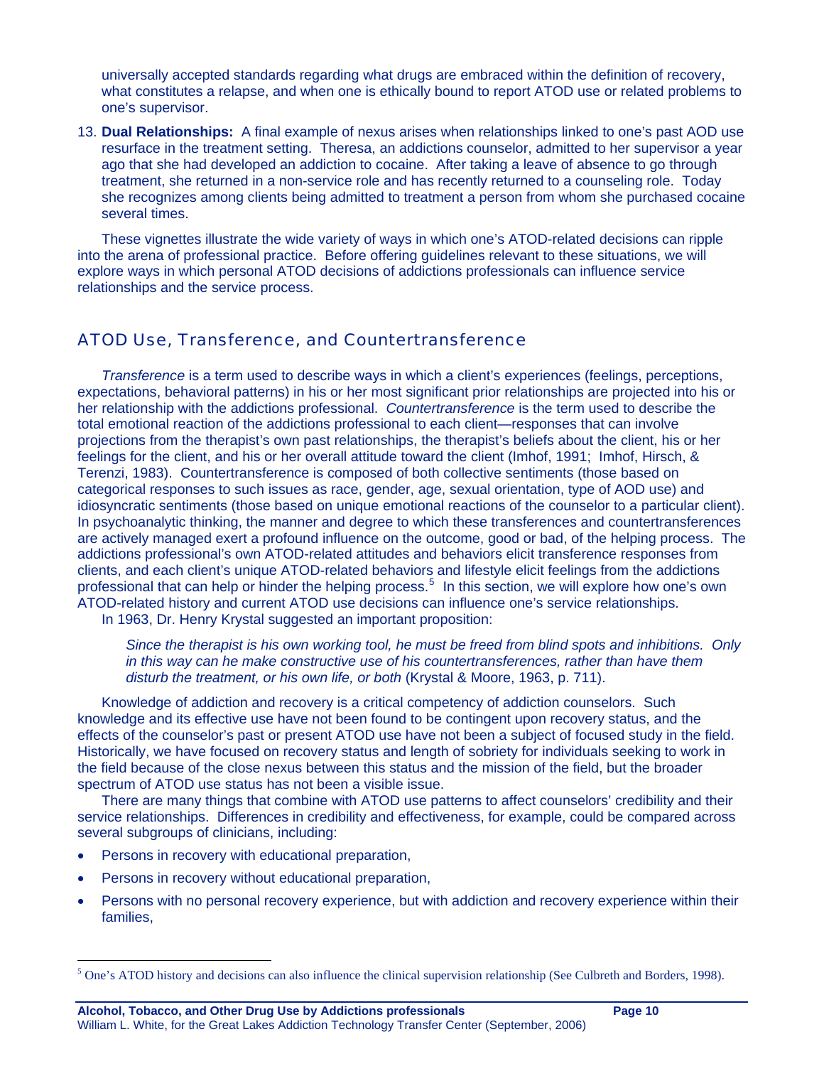universally accepted standards regarding what drugs are embraced within the definition of recovery, what constitutes a relapse, and when one is ethically bound to report ATOD use or related problems to one's supervisor.

13. **Dual Relationships:** A final example of nexus arises when relationships linked to one's past AOD use resurface in the treatment setting. Theresa, an addictions counselor, admitted to her supervisor a year ago that she had developed an addiction to cocaine. After taking a leave of absence to go through treatment, she returned in a non-service role and has recently returned to a counseling role. Today she recognizes among clients being admitted to treatment a person from whom she purchased cocaine several times.

These vignettes illustrate the wide variety of ways in which one's ATOD-related decisions can ripple into the arena of professional practice. Before offering guidelines relevant to these situations, we will explore ways in which personal ATOD decisions of addictions professionals can influence service relationships and the service process.

## ATOD Use, Transference, and Countertransference

*Transference* is a term used to describe ways in which a client's experiences (feelings, perceptions, expectations, behavioral patterns) in his or her most significant prior relationships are projected into his or her relationship with the addictions professional. *Countertransference* is the term used to describe the total emotional reaction of the addictions professional to each client—responses that can involve projections from the therapist's own past relationships, the therapist's beliefs about the client, his or her feelings for the client, and his or her overall attitude toward the client (Imhof, 1991; Imhof, Hirsch, & Terenzi, 1983). Countertransference is composed of both collective sentiments (those based on categorical responses to such issues as race, gender, age, sexual orientation, type of AOD use) and idiosyncratic sentiments (those based on unique emotional reactions of the counselor to a particular client). In psychoanalytic thinking, the manner and degree to which these transferences and countertransferences are actively managed exert a profound influence on the outcome, good or bad, of the helping process. The addictions professional's own ATOD-related attitudes and behaviors elicit transference responses from clients, and each client's unique ATOD-related behaviors and lifestyle elicit feelings from the addictions professional that can help or hinder the helping process.[5] In this section, we will explore how one's own ATOD-related history and current ATOD use decisions can influence one's service relationships.

In 1963, Dr. Henry Krystal suggested an important proposition:

> *Since the therapist is his own working tool, he must be freed from blind spots and inhibitions. Only in this way can he make constructive use of his countertransferences, rather than have them disturb the treatment, or his own life, or both* (Krystal & Moore, 1963, p. 711).

Knowledge of addiction and recovery is a critical competency of addiction counselors. Such knowledge and its effective use have not been found to be contingent upon recovery status, and the effects of the counselor's past or present ATOD use have not been a subject of focused study in the field. Historically, we have focused on recovery status and length of sobriety for individuals seeking to work in the field because of the close nexus between this status and the mission of the field, but the broader spectrum of ATOD use status has not been a visible issue.

There are many things that combine with ATOD use patterns to affect counselors' credibility and their service relationships. Differences in credibility and effectiveness, for example, could be compared across several subgroups of clinicians, including:

- Persons in recovery with educational preparation,
- Persons in recovery without educational preparation,
- Persons with no personal recovery experience, but with addiction and recovery experience within their families,

[5] One's ATOD history and decisions can also influence the clinical supervision relationship (See Culbreth and Borders, 1998).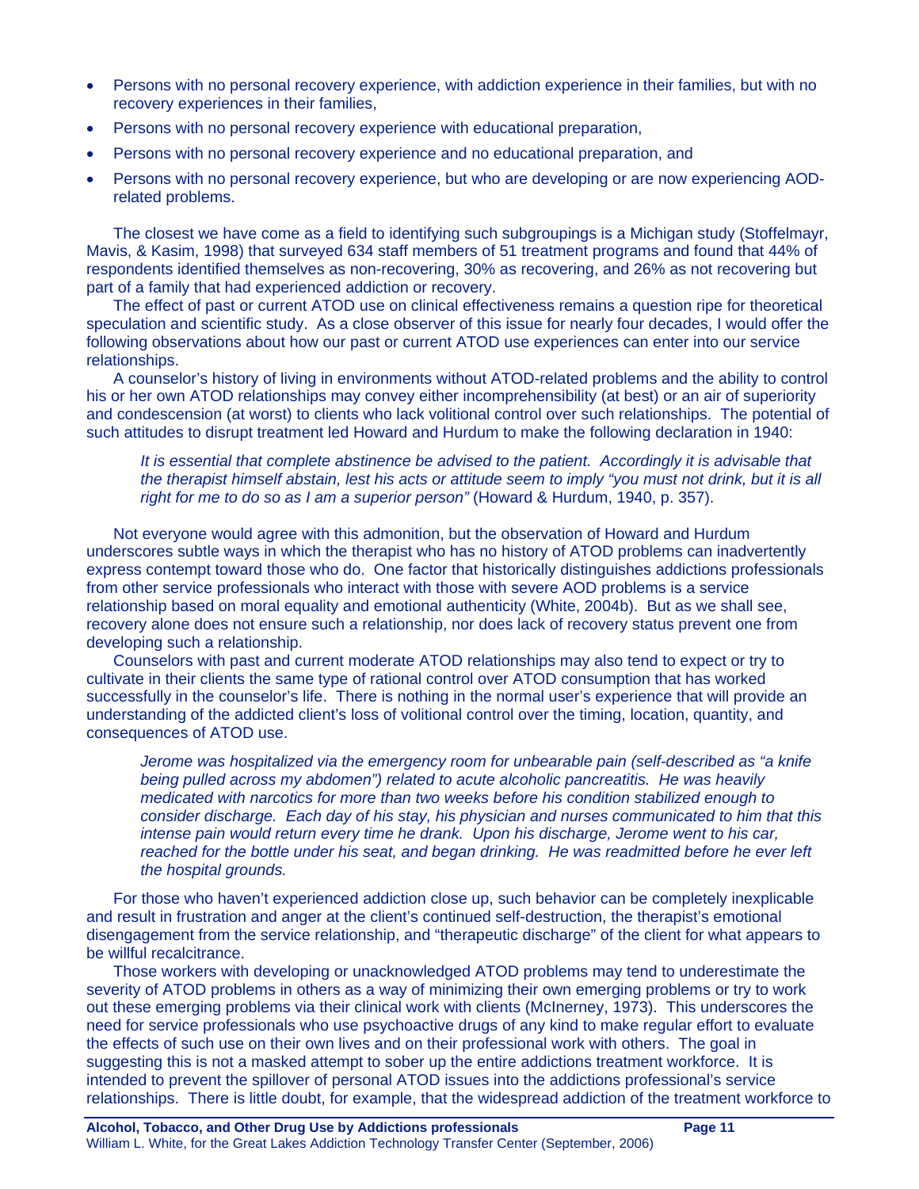- Persons with no personal recovery experience, with addiction experience in their families, but with no recovery experiences in their families,
- Persons with no personal recovery experience with educational preparation,
- Persons with no personal recovery experience and no educational preparation, and
- Persons with no personal recovery experience, but who are developing or are now experiencing AOD-related problems.

The closest we have come as a field to identifying such subgroupings is a Michigan study (Stoffelmayr, Mavis, & Kasim, 1998) that surveyed 634 staff members of 51 treatment programs and found that 44% of respondents identified themselves as non-recovering, 30% as recovering, and 26% as not recovering but part of a family that had experienced addiction or recovery.

The effect of past or current ATOD use on clinical effectiveness remains a question ripe for theoretical speculation and scientific study. As a close observer of this issue for nearly four decades, I would offer the following observations about how our past or current ATOD use experiences can enter into our service relationships.

A counselor's history of living in environments without ATOD-related problems and the ability to control his or her own ATOD relationships may convey either incomprehensibility (at best) or an air of superiority and condescension (at worst) to clients who lack volitional control over such relationships. The potential of such attitudes to disrupt treatment led Howard and Hurdum to make the following declaration in 1940:

> *It is essential that complete abstinence be advised to the patient. Accordingly it is advisable that the therapist himself abstain, lest his acts or attitude seem to imply "you must not drink, but it is all right for me to do so as I am a superior person"* (Howard & Hurdum, 1940, p. 357).

Not everyone would agree with this admonition, but the observation of Howard and Hurdum underscores subtle ways in which the therapist who has no history of ATOD problems can inadvertently express contempt toward those who do. One factor that historically distinguishes addictions professionals from other service professionals who interact with those with severe AOD problems is a service relationship based on moral equality and emotional authenticity (White, 2004b). But as we shall see, recovery alone does not ensure such a relationship, nor does lack of recovery status prevent one from developing such a relationship.

Counselors with past and current moderate ATOD relationships may also tend to expect or try to cultivate in their clients the same type of rational control over ATOD consumption that has worked successfully in the counselor's life. There is nothing in the normal user's experience that will provide an understanding of the addicted client's loss of volitional control over the timing, location, quantity, and consequences of ATOD use.

> *Jerome was hospitalized via the emergency room for unbearable pain (self-described as "a knife being pulled across my abdomen") related to acute alcoholic pancreatitis. He was heavily medicated with narcotics for more than two weeks before his condition stabilized enough to consider discharge. Each day of his stay, his physician and nurses communicated to him that this intense pain would return every time he drank. Upon his discharge, Jerome went to his car, reached for the bottle under his seat, and began drinking. He was readmitted before he ever left the hospital grounds.*

For those who haven't experienced addiction close up, such behavior can be completely inexplicable and result in frustration and anger at the client's continued self-destruction, the therapist's emotional disengagement from the service relationship, and "therapeutic discharge" of the client for what appears to be willful recalcitrance.

Those workers with developing or unacknowledged ATOD problems may tend to underestimate the severity of ATOD problems in others as a way of minimizing their own emerging problems or try to work out these emerging problems via their clinical work with clients (McInerney, 1973). This underscores the need for service professionals who use psychoactive drugs of any kind to make regular effort to evaluate the effects of such use on their own lives and on their professional work with others. The goal in suggesting this is not a masked attempt to sober up the entire addictions treatment workforce. It is intended to prevent the spillover of personal ATOD issues into the addictions professional's service relationships. There is little doubt, for example, that the widespread addiction of the treatment workforce to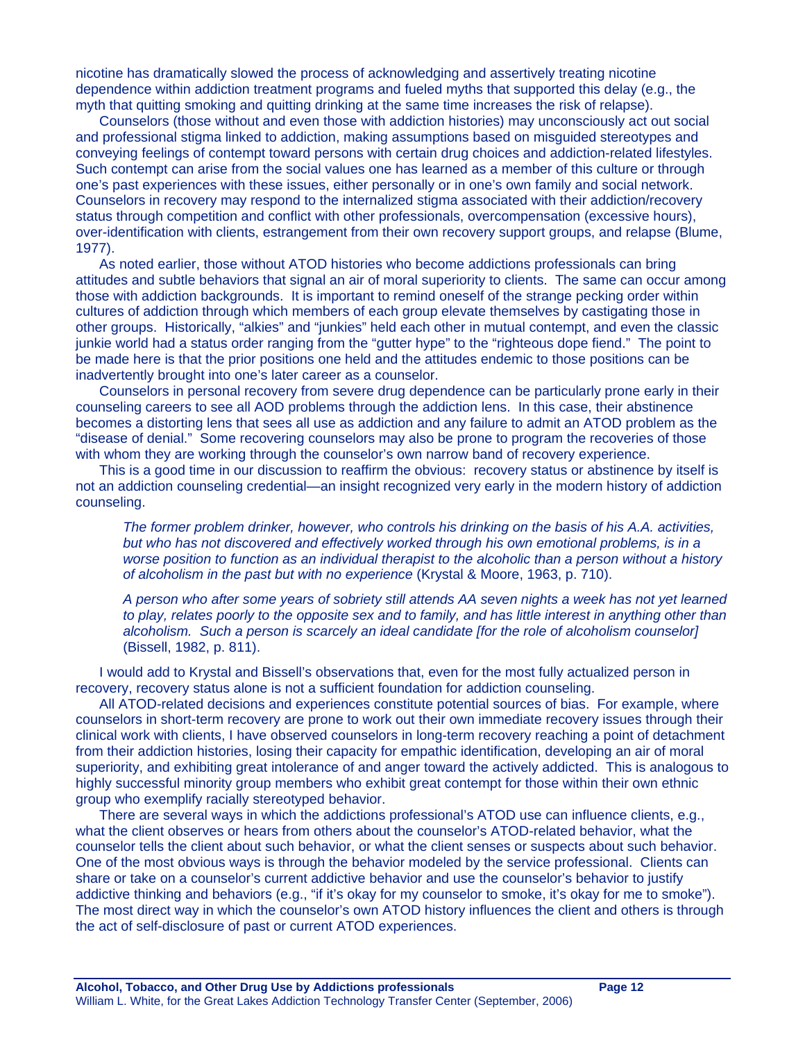nicotine has dramatically slowed the process of acknowledging and assertively treating nicotine dependence within addiction treatment programs and fueled myths that supported this delay (e.g., the myth that quitting smoking and quitting drinking at the same time increases the risk of relapse).

Counselors (those without and even those with addiction histories) may unconsciously act out social and professional stigma linked to addiction, making assumptions based on misguided stereotypes and conveying feelings of contempt toward persons with certain drug choices and addiction-related lifestyles. Such contempt can arise from the social values one has learned as a member of this culture or through one's past experiences with these issues, either personally or in one's own family and social network. Counselors in recovery may respond to the internalized stigma associated with their addiction/recovery status through competition and conflict with other professionals, overcompensation (excessive hours), over-identification with clients, estrangement from their own recovery support groups, and relapse (Blume, 1977).

As noted earlier, those without ATOD histories who become addictions professionals can bring attitudes and subtle behaviors that signal an air of moral superiority to clients. The same can occur among those with addiction backgrounds. It is important to remind oneself of the strange pecking order within cultures of addiction through which members of each group elevate themselves by castigating those in other groups. Historically, "alkies" and "junkies" held each other in mutual contempt, and even the classic junkie world had a status order ranging from the "gutter hype" to the "righteous dope fiend." The point to be made here is that the prior positions one held and the attitudes endemic to those positions can be inadvertently brought into one's later career as a counselor.

Counselors in personal recovery from severe drug dependence can be particularly prone early in their counseling careers to see all AOD problems through the addiction lens. In this case, their abstinence becomes a distorting lens that sees all use as addiction and any failure to admit an ATOD problem as the "disease of denial." Some recovering counselors may also be prone to program the recoveries of those with whom they are working through the counselor's own narrow band of recovery experience.

This is a good time in our discussion to reaffirm the obvious: recovery status or abstinence by itself is not an addiction counseling credential—an insight recognized very early in the modern history of addiction counseling.

> *The former problem drinker, however, who controls his drinking on the basis of his A.A. activities, but who has not discovered and effectively worked through his own emotional problems, is in a worse position to function as an individual therapist to the alcoholic than a person without a history of alcoholism in the past but with no experience* (Krystal & Moore, 1963, p. 710).

> *A person who after some years of sobriety still attends AA seven nights a week has not yet learned to play, relates poorly to the opposite sex and to family, and has little interest in anything other than alcoholism. Such a person is scarcely an ideal candidate [for the role of alcoholism counselor]* (Bissell, 1982, p. 811).

I would add to Krystal and Bissell's observations that, even for the most fully actualized person in recovery, recovery status alone is not a sufficient foundation for addiction counseling.

All ATOD-related decisions and experiences constitute potential sources of bias. For example, where counselors in short-term recovery are prone to work out their own immediate recovery issues through their clinical work with clients, I have observed counselors in long-term recovery reaching a point of detachment from their addiction histories, losing their capacity for empathic identification, developing an air of moral superiority, and exhibiting great intolerance of and anger toward the actively addicted. This is analogous to highly successful minority group members who exhibit great contempt for those within their own ethnic group who exemplify racially stereotyped behavior.

There are several ways in which the addictions professional's ATOD use can influence clients, e.g., what the client observes or hears from others about the counselor's ATOD-related behavior, what the counselor tells the client about such behavior, or what the client senses or suspects about such behavior. One of the most obvious ways is through the behavior modeled by the service professional. Clients can share or take on a counselor's current addictive behavior and use the counselor's behavior to justify addictive thinking and behaviors (e.g., "if it's okay for my counselor to smoke, it's okay for me to smoke"). The most direct way in which the counselor's own ATOD history influences the client and others is through the act of self-disclosure of past or current ATOD experiences.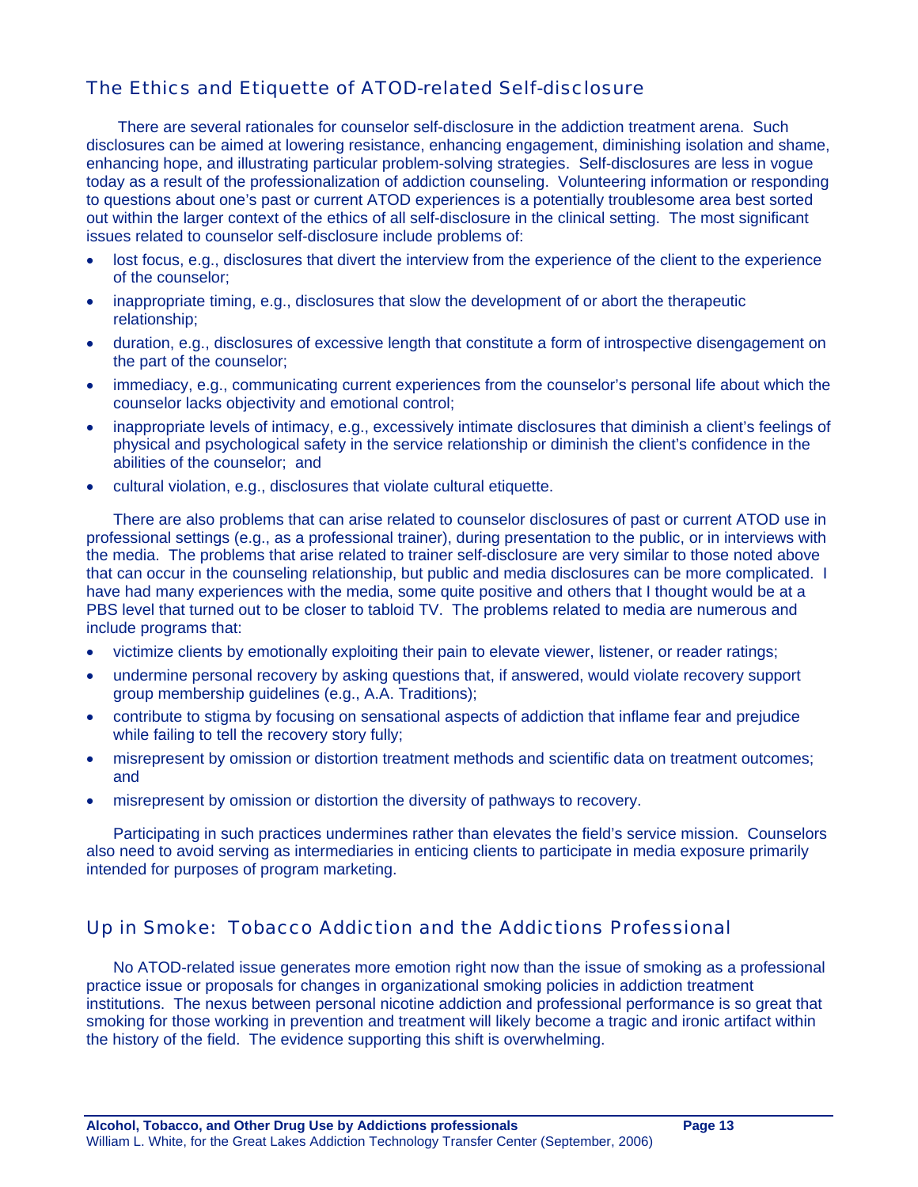## The Ethics and Etiquette of ATOD-related Self-disclosure

There are several rationales for counselor self-disclosure in the addiction treatment arena. Such disclosures can be aimed at lowering resistance, enhancing engagement, diminishing isolation and shame, enhancing hope, and illustrating particular problem-solving strategies. Self-disclosures are less in vogue today as a result of the professionalization of addiction counseling. Volunteering information or responding to questions about one's past or current ATOD experiences is a potentially troublesome area best sorted out within the larger context of the ethics of all self-disclosure in the clinical setting. The most significant issues related to counselor self-disclosure include problems of:

- lost focus, e.g., disclosures that divert the interview from the experience of the client to the experience of the counselor;
- inappropriate timing, e.g., disclosures that slow the development of or abort the therapeutic relationship;
- duration, e.g., disclosures of excessive length that constitute a form of introspective disengagement on the part of the counselor;
- immediacy, e.g., communicating current experiences from the counselor's personal life about which the counselor lacks objectivity and emotional control;
- inappropriate levels of intimacy, e.g., excessively intimate disclosures that diminish a client's feelings of physical and psychological safety in the service relationship or diminish the client's confidence in the abilities of the counselor; and
- cultural violation, e.g., disclosures that violate cultural etiquette.

There are also problems that can arise related to counselor disclosures of past or current ATOD use in professional settings (e.g., as a professional trainer), during presentation to the public, or in interviews with the media. The problems that arise related to trainer self-disclosure are very similar to those noted above that can occur in the counseling relationship, but public and media disclosures can be more complicated. I have had many experiences with the media, some quite positive and others that I thought would be at a PBS level that turned out to be closer to tabloid TV. The problems related to media are numerous and include programs that:

- victimize clients by emotionally exploiting their pain to elevate viewer, listener, or reader ratings;
- undermine personal recovery by asking questions that, if answered, would violate recovery support group membership guidelines (e.g., A.A. Traditions);
- contribute to stigma by focusing on sensational aspects of addiction that inflame fear and prejudice while failing to tell the recovery story fully;
- misrepresent by omission or distortion treatment methods and scientific data on treatment outcomes; and
- misrepresent by omission or distortion the diversity of pathways to recovery.

Participating in such practices undermines rather than elevates the field's service mission. Counselors also need to avoid serving as intermediaries in enticing clients to participate in media exposure primarily intended for purposes of program marketing.

## Up in Smoke: Tobacco Addiction and the Addictions Professional

No ATOD-related issue generates more emotion right now than the issue of smoking as a professional practice issue or proposals for changes in organizational smoking policies in addiction treatment institutions. The nexus between personal nicotine addiction and professional performance is so great that smoking for those working in prevention and treatment will likely become a tragic and ironic artifact within the history of the field. The evidence supporting this shift is overwhelming.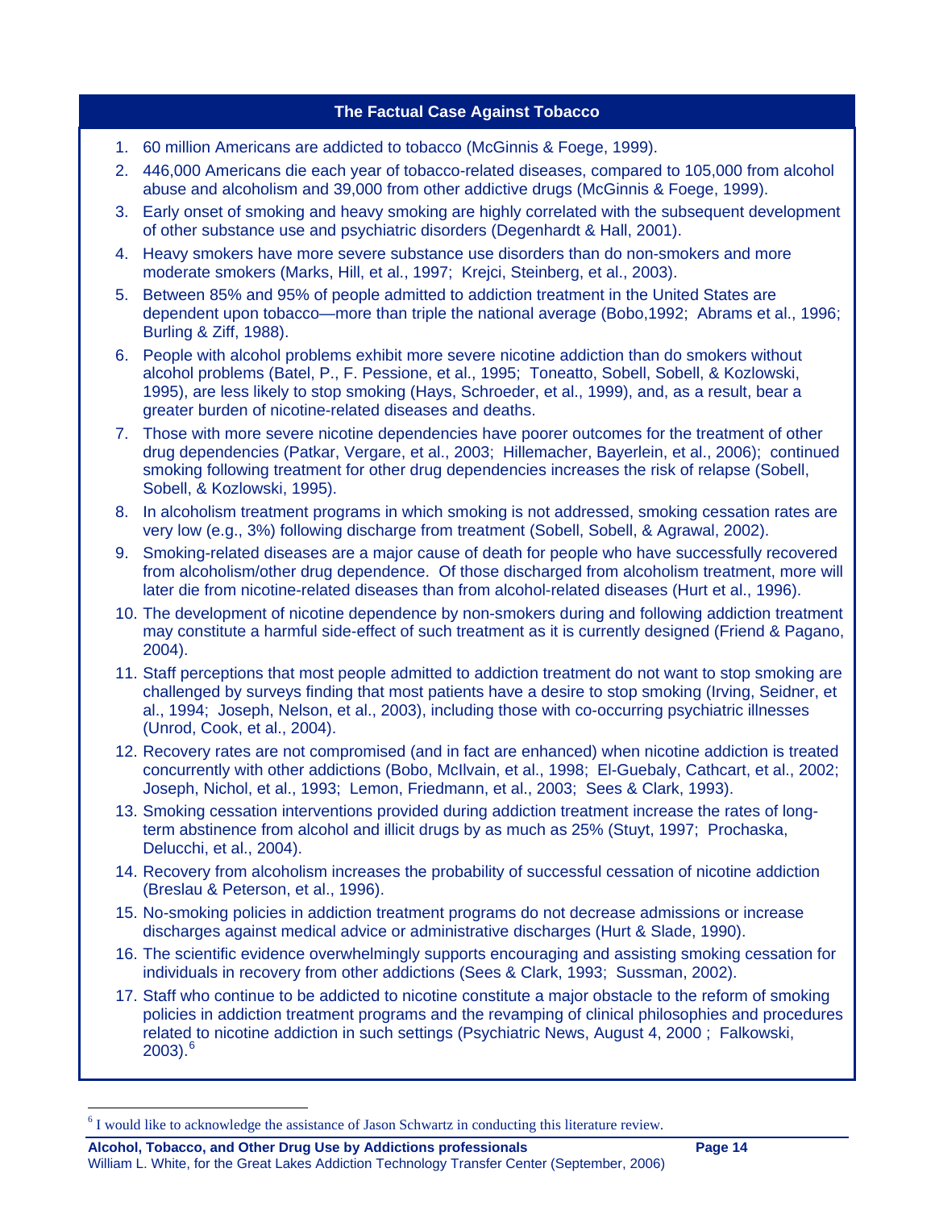### The Factual Case Against Tobacco

1. 60 million Americans are addicted to tobacco (McGinnis & Foege, 1999).
2. 446,000 Americans die each year of tobacco-related diseases, compared to 105,000 from alcohol abuse and alcoholism and 39,000 from other addictive drugs (McGinnis & Foege, 1999).
3. Early onset of smoking and heavy smoking are highly correlated with the subsequent development of other substance use and psychiatric disorders (Degenhardt & Hall, 2001).
4. Heavy smokers have more severe substance use disorders than do non-smokers and more moderate smokers (Marks, Hill, et al., 1997; Krejci, Steinberg, et al., 2003).
5. Between 85% and 95% of people admitted to addiction treatment in the United States are dependent upon tobacco—more than triple the national average (Bobo,1992; Abrams et al., 1996; Burling & Ziff, 1988).
6. People with alcohol problems exhibit more severe nicotine addiction than do smokers without alcohol problems (Batel, P., F. Pessione, et al., 1995; Toneatto, Sobell, Sobell, & Kozlowski, 1995), are less likely to stop smoking (Hays, Schroeder, et al., 1999), and, as a result, bear a greater burden of nicotine-related diseases and deaths.
7. Those with more severe nicotine dependencies have poorer outcomes for the treatment of other drug dependencies (Patkar, Vergare, et al., 2003; Hillemacher, Bayerlein, et al., 2006); continued smoking following treatment for other drug dependencies increases the risk of relapse (Sobell, Sobell, & Kozlowski, 1995).
8. In alcoholism treatment programs in which smoking is not addressed, smoking cessation rates are very low (e.g., 3%) following discharge from treatment (Sobell, Sobell, & Agrawal, 2002).
9. Smoking-related diseases are a major cause of death for people who have successfully recovered from alcoholism/other drug dependence. Of those discharged from alcoholism treatment, more will later die from nicotine-related diseases than from alcohol-related diseases (Hurt et al., 1996).
10. The development of nicotine dependence by non-smokers during and following addiction treatment may constitute a harmful side-effect of such treatment as it is currently designed (Friend & Pagano, 2004).
11. Staff perceptions that most people admitted to addiction treatment do not want to stop smoking are challenged by surveys finding that most patients have a desire to stop smoking (Irving, Seidner, et al., 1994; Joseph, Nelson, et al., 2003), including those with co-occurring psychiatric illnesses (Unrod, Cook, et al., 2004).
12. Recovery rates are not compromised (and in fact are enhanced) when nicotine addiction is treated concurrently with other addictions (Bobo, McIlvain, et al., 1998; El-Guebaly, Cathcart, et al., 2002; Joseph, Nichol, et al., 1993; Lemon, Friedmann, et al., 2003; Sees & Clark, 1993).
13. Smoking cessation interventions provided during addiction treatment increase the rates of long-term abstinence from alcohol and illicit drugs by as much as 25% (Stuyt, 1997; Prochaska, Delucchi, et al., 2004).
14. Recovery from alcoholism increases the probability of successful cessation of nicotine addiction (Breslau & Peterson, et al., 1996).
15. No-smoking policies in addiction treatment programs do not decrease admissions or increase discharges against medical advice or administrative discharges (Hurt & Slade, 1990).
16. The scientific evidence overwhelmingly supports encouraging and assisting smoking cessation for individuals in recovery from other addictions (Sees & Clark, 1993; Sussman, 2002).
17. Staff who continue to be addicted to nicotine constitute a major obstacle to the reform of smoking policies in addiction treatment programs and the revamping of clinical philosophies and procedures related to nicotine addiction in such settings (Psychiatric News, August 4, 2000 ; Falkowski, 2003).[6]

[6] I would like to acknowledge the assistance of Jason Schwartz in conducting this literature review.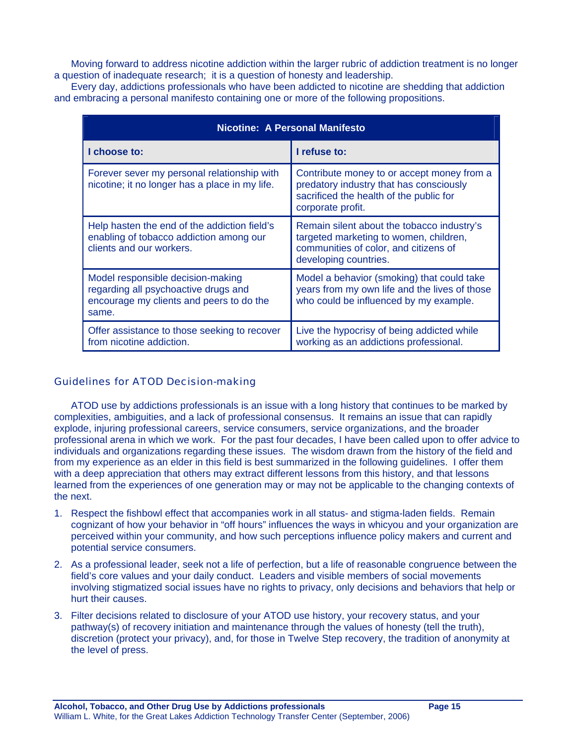Moving forward to address nicotine addiction within the larger rubric of addiction treatment is no longer a question of inadequate research; it is a question of honesty and leadership.

Every day, addictions professionals who have been addicted to nicotine are shedding that addiction and embracing a personal manifesto containing one or more of the following propositions.

| Nicotine: A Personal Manifesto | |
|---|---|
| **I choose to:** | **I refuse to:** |
| Forever sever my personal relationship with nicotine; it no longer has a place in my life. | Contribute money to or accept money from a predatory industry that has consciously sacrificed the health of the public for corporate profit. |
| Help hasten the end of the addiction field's enabling of tobacco addiction among our clients and our workers. | Remain silent about the tobacco industry's targeted marketing to women, children, communities of color, and citizens of developing countries. |
| Model responsible decision-making regarding all psychoactive drugs and encourage my clients and peers to do the same. | Model a behavior (smoking) that could take years from my own life and the lives of those who could be influenced by my example. |
| Offer assistance to those seeking to recover from nicotine addiction. | Live the hypocrisy of being addicted while working as an addictions professional. |

## Guidelines for ATOD Decision-making

ATOD use by addictions professionals is an issue with a long history that continues to be marked by complexities, ambiguities, and a lack of professional consensus. It remains an issue that can rapidly explode, injuring professional careers, service consumers, service organizations, and the broader professional arena in which we work. For the past four decades, I have been called upon to offer advice to individuals and organizations regarding these issues. The wisdom drawn from the history of the field and from my experience as an elder in this field is best summarized in the following guidelines. I offer them with a deep appreciation that others may extract different lessons from this history, and that lessons learned from the experiences of one generation may or may not be applicable to the changing contexts of the next.

1. Respect the fishbowl effect that accompanies work in all status- and stigma-laden fields. Remain cognizant of how your behavior in "off hours" influences the ways in whicyou and your organization are perceived within your community, and how such perceptions influence policy makers and current and potential service consumers.
2. As a professional leader, seek not a life of perfection, but a life of reasonable congruence between the field's core values and your daily conduct. Leaders and visible members of social movements involving stigmatized social issues have no rights to privacy, only decisions and behaviors that help or hurt their causes.
3. Filter decisions related to disclosure of your ATOD use history, your recovery status, and your pathway(s) of recovery initiation and maintenance through the values of honesty (tell the truth), discretion (protect your privacy), and, for those in Twelve Step recovery, the tradition of anonymity at the level of press.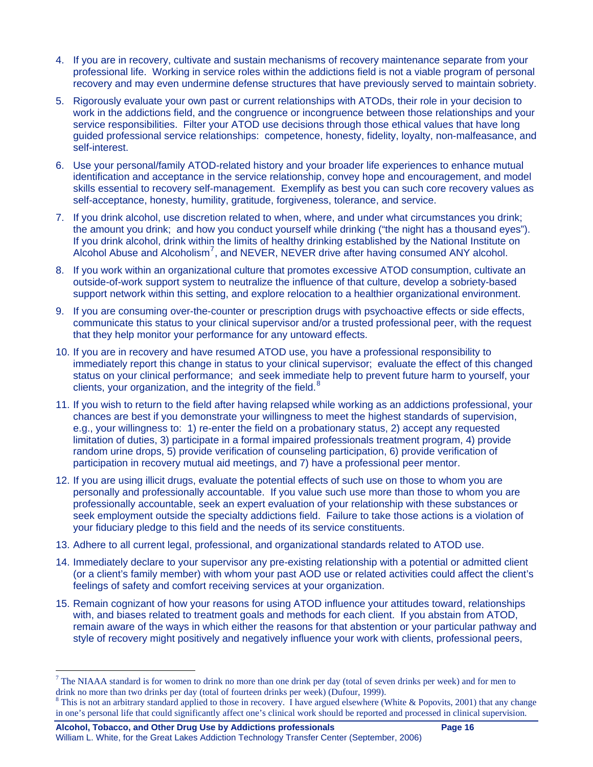4. If you are in recovery, cultivate and sustain mechanisms of recovery maintenance separate from your professional life. Working in service roles within the addictions field is not a viable program of personal recovery and may even undermine defense structures that have previously served to maintain sobriety.

5. Rigorously evaluate your own past or current relationships with ATODs, their role in your decision to work in the addictions field, and the congruence or incongruence between those relationships and your service responsibilities. Filter your ATOD use decisions through those ethical values that have long guided professional service relationships: competence, honesty, fidelity, loyalty, non-malfeasance, and self-interest.

6. Use your personal/family ATOD-related history and your broader life experiences to enhance mutual identification and acceptance in the service relationship, convey hope and encouragement, and model skills essential to recovery self-management. Exemplify as best you can such core recovery values as self-acceptance, honesty, humility, gratitude, forgiveness, tolerance, and service.

7. If you drink alcohol, use discretion related to when, where, and under what circumstances you drink; the amount you drink; and how you conduct yourself while drinking ("the night has a thousand eyes"). If you drink alcohol, drink within the limits of healthy drinking established by the National Institute on Alcohol Abuse and Alcoholism[7], and NEVER, NEVER drive after having consumed ANY alcohol.

8. If you work within an organizational culture that promotes excessive ATOD consumption, cultivate an outside-of-work support system to neutralize the influence of that culture, develop a sobriety-based support network within this setting, and explore relocation to a healthier organizational environment.

9. If you are consuming over-the-counter or prescription drugs with psychoactive effects or side effects, communicate this status to your clinical supervisor and/or a trusted professional peer, with the request that they help monitor your performance for any untoward effects.

10. If you are in recovery and have resumed ATOD use, you have a professional responsibility to immediately report this change in status to your clinical supervisor; evaluate the effect of this changed status on your clinical performance; and seek immediate help to prevent future harm to yourself, your clients, your organization, and the integrity of the field.[8]

11. If you wish to return to the field after having relapsed while working as an addictions professional, your chances are best if you demonstrate your willingness to meet the highest standards of supervision, e.g., your willingness to: 1) re-enter the field on a probationary status, 2) accept any requested limitation of duties, 3) participate in a formal impaired professionals treatment program, 4) provide random urine drops, 5) provide verification of counseling participation, 6) provide verification of participation in recovery mutual aid meetings, and 7) have a professional peer mentor.

12. If you are using illicit drugs, evaluate the potential effects of such use on those to whom you are personally and professionally accountable. If you value such use more than those to whom you are professionally accountable, seek an expert evaluation of your relationship with these substances or seek employment outside the specialty addictions field. Failure to take those actions is a violation of your fiduciary pledge to this field and the needs of its service constituents.

13. Adhere to all current legal, professional, and organizational standards related to ATOD use.

14. Immediately declare to your supervisor any pre-existing relationship with a potential or admitted client (or a client's family member) with whom your past AOD use or related activities could affect the client's feelings of safety and comfort receiving services at your organization.

15. Remain cognizant of how your reasons for using ATOD influence your attitudes toward, relationships with, and biases related to treatment goals and methods for each client. If you abstain from ATOD, remain aware of the ways in which either the reasons for that abstention or your particular pathway and style of recovery might positively and negatively influence your work with clients, professional peers,

---

[7] The NIAAA standard is for women to drink no more than one drink per day (total of seven drinks per week) and for men to drink no more than two drinks per day (total of fourteen drinks per week) (Dufour, 1999).

[8] This is not an arbitrary standard applied to those in recovery. I have argued elsewhere (White & Popovits, 2001) that any change in one's personal life that could significantly affect one's clinical work should be reported and processed in clinical supervision.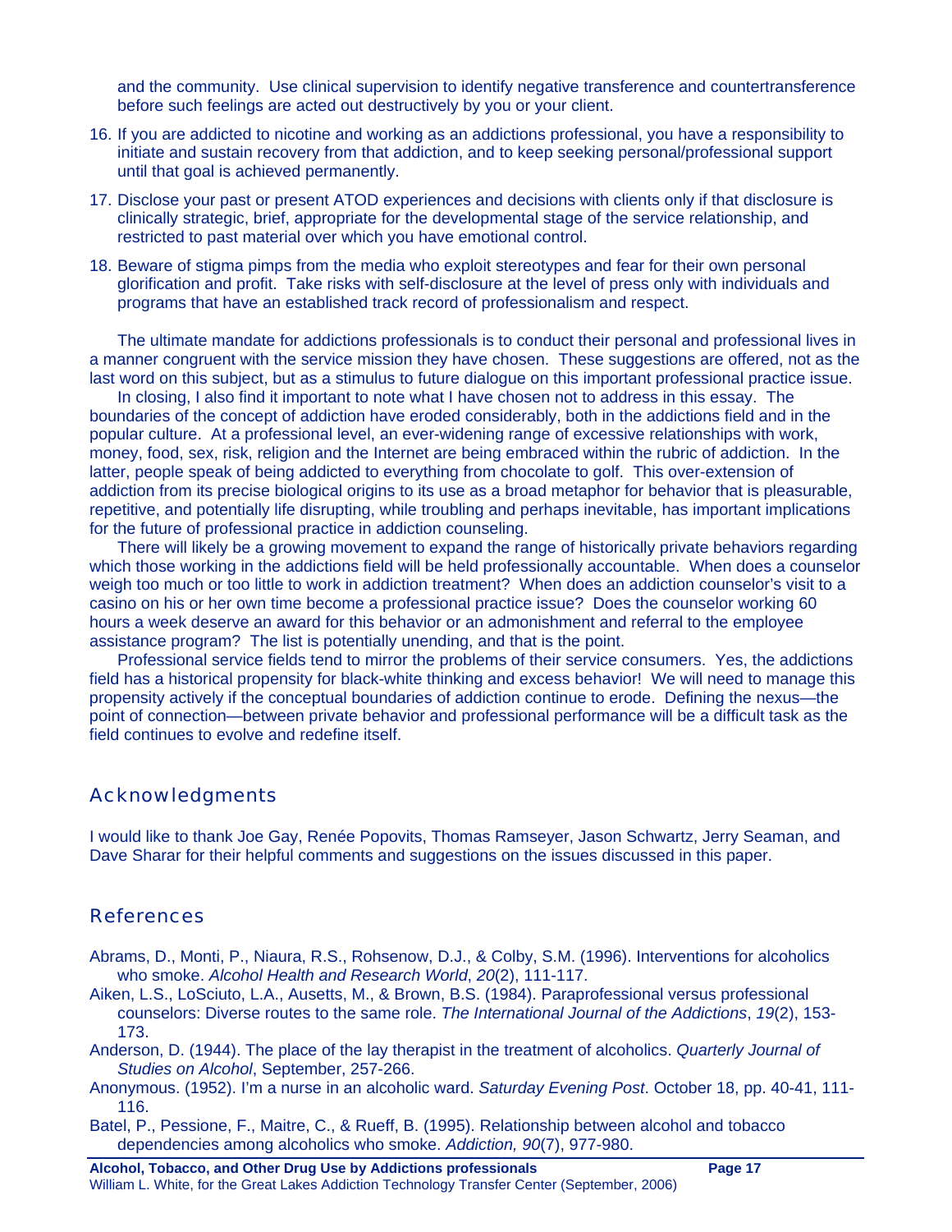and the community. Use clinical supervision to identify negative transference and countertransference before such feelings are acted out destructively by you or your client.

16. If you are addicted to nicotine and working as an addictions professional, you have a responsibility to initiate and sustain recovery from that addiction, and to keep seeking personal/professional support until that goal is achieved permanently.
17. Disclose your past or present ATOD experiences and decisions with clients only if that disclosure is clinically strategic, brief, appropriate for the developmental stage of the service relationship, and restricted to past material over which you have emotional control.
18. Beware of stigma pimps from the media who exploit stereotypes and fear for their own personal glorification and profit. Take risks with self-disclosure at the level of press only with individuals and programs that have an established track record of professionalism and respect.

The ultimate mandate for addictions professionals is to conduct their personal and professional lives in a manner congruent with the service mission they have chosen. These suggestions are offered, not as the last word on this subject, but as a stimulus to future dialogue on this important professional practice issue.

In closing, I also find it important to note what I have chosen not to address in this essay. The boundaries of the concept of addiction have eroded considerably, both in the addictions field and in the popular culture. At a professional level, an ever-widening range of excessive relationships with work, money, food, sex, risk, religion and the Internet are being embraced within the rubric of addiction. In the latter, people speak of being addicted to everything from chocolate to golf. This over-extension of addiction from its precise biological origins to its use as a broad metaphor for behavior that is pleasurable, repetitive, and potentially life disrupting, while troubling and perhaps inevitable, has important implications for the future of professional practice in addiction counseling.

There will likely be a growing movement to expand the range of historically private behaviors regarding which those working in the addictions field will be held professionally accountable. When does a counselor weigh too much or too little to work in addiction treatment? When does an addiction counselor's visit to a casino on his or her own time become a professional practice issue? Does the counselor working 60 hours a week deserve an award for this behavior or an admonishment and referral to the employee assistance program? The list is potentially unending, and that is the point.

Professional service fields tend to mirror the problems of their service consumers. Yes, the addictions field has a historical propensity for black-white thinking and excess behavior! We will need to manage this propensity actively if the conceptual boundaries of addiction continue to erode. Defining the nexus—the point of connection—between private behavior and professional performance will be a difficult task as the field continues to evolve and redefine itself.

## Acknowledgments

I would like to thank Joe Gay, Renée Popovits, Thomas Ramseyer, Jason Schwartz, Jerry Seaman, and Dave Sharar for their helpful comments and suggestions on the issues discussed in this paper.

## References

Abrams, D., Monti, P., Niaura, R.S., Rohsenow, D.J., & Colby, S.M. (1996). Interventions for alcoholics who smoke. *Alcohol Health and Research World*, *20*(2), 111-117.

Aiken, L.S., LoSciuto, L.A., Ausetts, M., & Brown, B.S. (1984). Paraprofessional versus professional counselors: Diverse routes to the same role. *The International Journal of the Addictions*, *19*(2), 153-173.

Anderson, D. (1944). The place of the lay therapist in the treatment of alcoholics. *Quarterly Journal of Studies on Alcohol*, September, 257-266.

Anonymous. (1952). I'm a nurse in an alcoholic ward. *Saturday Evening Post*. October 18, pp. 40-41, 111-116.

Batel, P., Pessione, F., Maitre, C., & Rueff, B. (1995). Relationship between alcohol and tobacco dependencies among alcoholics who smoke. *Addiction, 90*(7), 977-980.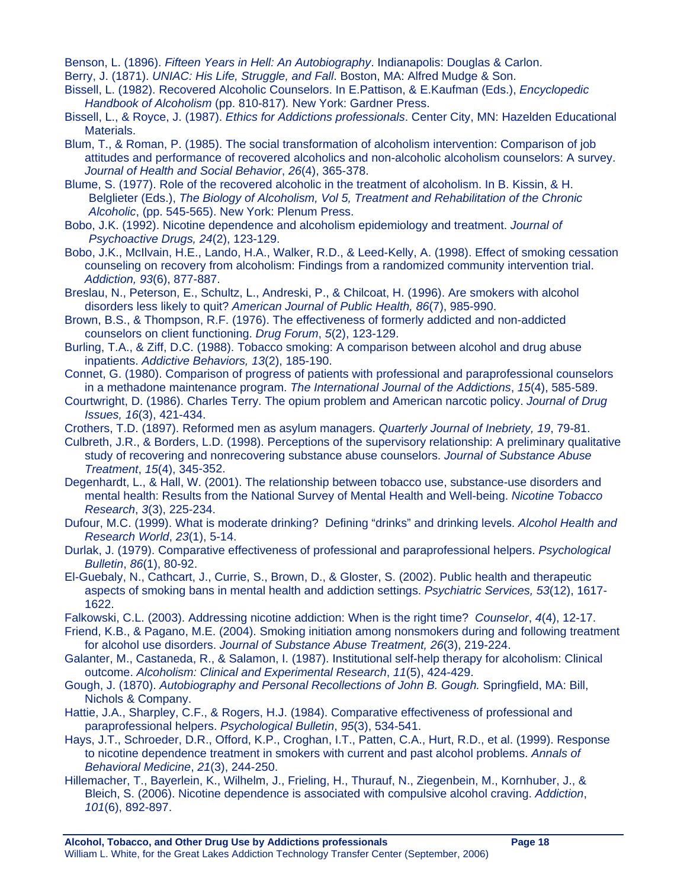Benson, L. (1896). *Fifteen Years in Hell: An Autobiography*. Indianapolis: Douglas & Carlon.

Berry, J. (1871). *UNIAC: His Life, Struggle, and Fall*. Boston, MA: Alfred Mudge & Son.

Bissell, L. (1982). Recovered Alcoholic Counselors. In E.Pattison, & E.Kaufman (Eds.), *Encyclopedic Handbook of Alcoholism* (pp. 810-817). New York: Gardner Press.

Bissell, L., & Royce, J. (1987). *Ethics for Addictions professionals*. Center City, MN: Hazelden Educational Materials.

Blum, T., & Roman, P. (1985). The social transformation of alcoholism intervention: Comparison of job attitudes and performance of recovered alcoholics and non-alcoholic alcoholism counselors: A survey. *Journal of Health and Social Behavior*, *26*(4), 365-378.

Blume, S. (1977). Role of the recovered alcoholic in the treatment of alcoholism. In B. Kissin, & H. Belglieter (Eds.), *The Biology of Alcoholism, Vol 5, Treatment and Rehabilitation of the Chronic Alcoholic*, (pp. 545-565). New York: Plenum Press.

Bobo, J.K. (1992). Nicotine dependence and alcoholism epidemiology and treatment. *Journal of Psychoactive Drugs, 24*(2), 123-129.

Bobo, J.K., McIlvain, H.E., Lando, H.A., Walker, R.D., & Leed-Kelly, A. (1998). Effect of smoking cessation counseling on recovery from alcoholism: Findings from a randomized community intervention trial. *Addiction, 93*(6), 877-887.

Breslau, N., Peterson, E., Schultz, L., Andreski, P., & Chilcoat, H. (1996). Are smokers with alcohol disorders less likely to quit? *American Journal of Public Health, 86*(7), 985-990.

Brown, B.S., & Thompson, R.F. (1976). The effectiveness of formerly addicted and non-addicted counselors on client functioning. *Drug Forum*, *5*(2), 123-129.

Burling, T.A., & Ziff, D.C. (1988). Tobacco smoking: A comparison between alcohol and drug abuse inpatients. *Addictive Behaviors, 13*(2), 185-190.

Connet, G. (1980). Comparison of progress of patients with professional and paraprofessional counselors in a methadone maintenance program. *The International Journal of the Addictions*, *15*(4), 585-589.

Courtwright, D. (1986). Charles Terry. The opium problem and American narcotic policy. *Journal of Drug Issues, 16*(3), 421-434.

Crothers, T.D. (1897). Reformed men as asylum managers. *Quarterly Journal of Inebriety, 19*, 79-81.

Culbreth, J.R., & Borders, L.D. (1998). Perceptions of the supervisory relationship: A preliminary qualitative study of recovering and nonrecovering substance abuse counselors. *Journal of Substance Abuse Treatment*, *15*(4), 345-352.

Degenhardt, L., & Hall, W. (2001). The relationship between tobacco use, substance-use disorders and mental health: Results from the National Survey of Mental Health and Well-being. *Nicotine Tobacco Research*, *3*(3), 225-234.

Dufour, M.C. (1999). What is moderate drinking? Defining "drinks" and drinking levels. *Alcohol Health and Research World*, *23*(1), 5-14.

Durlak, J. (1979). Comparative effectiveness of professional and paraprofessional helpers. *Psychological Bulletin*, *86*(1), 80-92.

El-Guebaly, N., Cathcart, J., Currie, S., Brown, D., & Gloster, S. (2002). Public health and therapeutic aspects of smoking bans in mental health and addiction settings. *Psychiatric Services, 53*(12), 1617-1622.

Falkowski, C.L. (2003). Addressing nicotine addiction: When is the right time? *Counselor*, *4*(4), 12-17.

Friend, K.B., & Pagano, M.E. (2004). Smoking initiation among nonsmokers during and following treatment for alcohol use disorders. *Journal of Substance Abuse Treatment, 26*(3), 219-224.

Galanter, M., Castaneda, R., & Salamon, I. (1987). Institutional self-help therapy for alcoholism: Clinical outcome. *Alcoholism: Clinical and Experimental Research*, *11*(5), 424-429.

Gough, J. (1870). *Autobiography and Personal Recollections of John B. Gough.* Springfield, MA: Bill, Nichols & Company.

Hattie, J.A., Sharpley, C.F., & Rogers, H.J. (1984). Comparative effectiveness of professional and paraprofessional helpers. *Psychological Bulletin*, *95*(3), 534-541.

Hays, J.T., Schroeder, D.R., Offord, K.P., Croghan, I.T., Patten, C.A., Hurt, R.D., et al. (1999). Response to nicotine dependence treatment in smokers with current and past alcohol problems. *Annals of Behavioral Medicine*, *21*(3), 244-250.

Hillemacher, T., Bayerlein, K., Wilhelm, J., Frieling, H., Thurauf, N., Ziegenbein, M., Kornhuber, J., & Bleich, S. (2006). Nicotine dependence is associated with compulsive alcohol craving. *Addiction*, *101*(6), 892-897.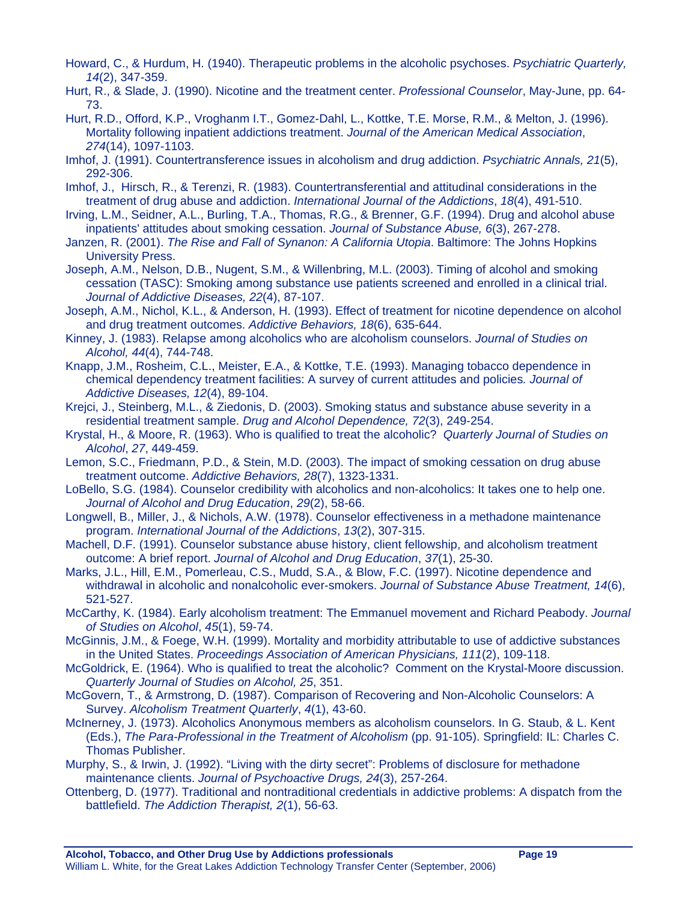Howard, C., & Hurdum, H. (1940). Therapeutic problems in the alcoholic psychoses. *Psychiatric Quarterly, 14*(2), 347-359.

Hurt, R., & Slade, J. (1990). Nicotine and the treatment center. *Professional Counselor*, May-June, pp. 64-73.

Hurt, R.D., Offord, K.P., Vroghanm I.T., Gomez-Dahl, L., Kottke, T.E. Morse, R.M., & Melton, J. (1996). Mortality following inpatient addictions treatment. *Journal of the American Medical Association*, *274*(14), 1097-1103.

Imhof, J. (1991). Countertransference issues in alcoholism and drug addiction. *Psychiatric Annals, 21*(5), 292-306.

Imhof, J., Hirsch, R., & Terenzi, R. (1983). Countertransferential and attitudinal considerations in the treatment of drug abuse and addiction. *International Journal of the Addictions*, *18*(4), 491-510.

Irving, L.M., Seidner, A.L., Burling, T.A., Thomas, R.G., & Brenner, G.F. (1994). Drug and alcohol abuse inpatients' attitudes about smoking cessation. *Journal of Substance Abuse, 6*(3), 267-278.

Janzen, R. (2001). *The Rise and Fall of Synanon: A California Utopia*. Baltimore: The Johns Hopkins University Press.

Joseph, A.M., Nelson, D.B., Nugent, S.M., & Willenbring, M.L. (2003). Timing of alcohol and smoking cessation (TASC): Smoking among substance use patients screened and enrolled in a clinical trial. *Journal of Addictive Diseases, 22*(4), 87-107.

Joseph, A.M., Nichol, K.L., & Anderson, H. (1993). Effect of treatment for nicotine dependence on alcohol and drug treatment outcomes. *Addictive Behaviors, 18*(6), 635-644.

Kinney, J. (1983). Relapse among alcoholics who are alcoholism counselors. *Journal of Studies on Alcohol, 44*(4), 744-748.

Knapp, J.M., Rosheim, C.L., Meister, E.A., & Kottke, T.E. (1993). Managing tobacco dependence in chemical dependency treatment facilities: A survey of current attitudes and policies*. Journal of Addictive Diseases, 12*(4), 89-104.

Krejci, J., Steinberg, M.L., & Ziedonis, D. (2003). Smoking status and substance abuse severity in a residential treatment sample. *Drug and Alcohol Dependence, 72*(3), 249-254.

Krystal, H., & Moore, R. (1963). Who is qualified to treat the alcoholic? *Quarterly Journal of Studies on Alcohol*, *27*, 449-459.

Lemon, S.C., Friedmann, P.D., & Stein, M.D. (2003). The impact of smoking cessation on drug abuse treatment outcome. *Addictive Behaviors, 28*(7), 1323-1331.

LoBello, S.G. (1984). Counselor credibility with alcoholics and non-alcoholics: It takes one to help one. *Journal of Alcohol and Drug Education*, *29*(2), 58-66.

Longwell, B., Miller, J., & Nichols, A.W. (1978). Counselor effectiveness in a methadone maintenance program. *International Journal of the Addictions*, *13*(2), 307-315.

Machell, D.F. (1991). Counselor substance abuse history, client fellowship, and alcoholism treatment outcome: A brief report. *Journal of Alcohol and Drug Education*, *37*(1), 25-30.

Marks, J.L., Hill, E.M., Pomerleau, C.S., Mudd, S.A., & Blow, F.C. (1997). Nicotine dependence and withdrawal in alcoholic and nonalcoholic ever-smokers. *Journal of Substance Abuse Treatment, 14*(6), 521-527.

McCarthy, K. (1984). Early alcoholism treatment: The Emmanuel movement and Richard Peabody. *Journal of Studies on Alcohol*, *45*(1), 59-74.

McGinnis, J.M., & Foege, W.H. (1999). Mortality and morbidity attributable to use of addictive substances in the United States. *Proceedings Association of American Physicians, 111*(2), 109-118.

McGoldrick, E. (1964). Who is qualified to treat the alcoholic? Comment on the Krystal-Moore discussion. *Quarterly Journal of Studies on Alcohol, 25*, 351.

McGovern, T., & Armstrong, D. (1987). Comparison of Recovering and Non-Alcoholic Counselors: A Survey. *Alcoholism Treatment Quarterly*, *4*(1), 43-60.

McInerney, J. (1973). Alcoholics Anonymous members as alcoholism counselors. In G. Staub, & L. Kent (Eds.), *The Para-Professional in the Treatment of Alcoholism* (pp. 91-105). Springfield: IL: Charles C. Thomas Publisher.

Murphy, S., & Irwin, J. (1992). "Living with the dirty secret": Problems of disclosure for methadone maintenance clients. *Journal of Psychoactive Drugs, 24*(3), 257-264.

Ottenberg, D. (1977). Traditional and nontraditional credentials in addictive problems: A dispatch from the battlefield. *The Addiction Therapist, 2*(1), 56-63.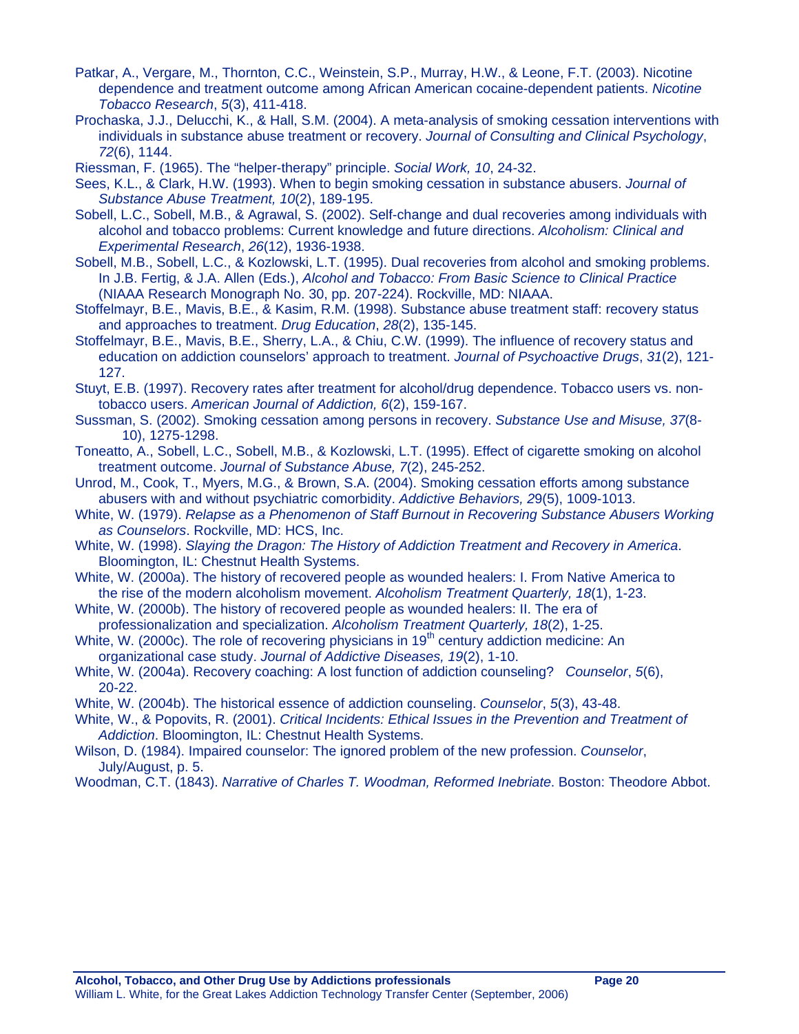Patkar, A., Vergare, M., Thornton, C.C., Weinstein, S.P., Murray, H.W., & Leone, F.T. (2003). Nicotine dependence and treatment outcome among African American cocaine-dependent patients. *Nicotine Tobacco Research*, *5*(3), 411-418.

Prochaska, J.J., Delucchi, K., & Hall, S.M. (2004). A meta-analysis of smoking cessation interventions with individuals in substance abuse treatment or recovery. *Journal of Consulting and Clinical Psychology*, *72*(6), 1144.

Riessman, F. (1965). The "helper-therapy" principle. *Social Work, 10*, 24-32.

Sees, K.L., & Clark, H.W. (1993). When to begin smoking cessation in substance abusers. *Journal of Substance Abuse Treatment, 10*(2), 189-195.

Sobell, L.C., Sobell, M.B., & Agrawal, S. (2002). Self-change and dual recoveries among individuals with alcohol and tobacco problems: Current knowledge and future directions. *Alcoholism: Clinical and Experimental Research*, *26*(12), 1936-1938.

Sobell, M.B., Sobell, L.C., & Kozlowski, L.T. (1995). Dual recoveries from alcohol and smoking problems. In J.B. Fertig, & J.A. Allen (Eds.), *Alcohol and Tobacco: From Basic Science to Clinical Practice* (NIAAA Research Monograph No. 30, pp. 207-224). Rockville, MD: NIAAA.

Stoffelmayr, B.E., Mavis, B.E., & Kasim, R.M. (1998). Substance abuse treatment staff: recovery status and approaches to treatment. *Drug Education*, *28*(2), 135-145.

Stoffelmayr, B.E., Mavis, B.E., Sherry, L.A., & Chiu, C.W. (1999). The influence of recovery status and education on addiction counselors' approach to treatment. *Journal of Psychoactive Drugs*, *31*(2), 121-127.

Stuyt, E.B. (1997). Recovery rates after treatment for alcohol/drug dependence. Tobacco users vs. non-tobacco users. *American Journal of Addiction, 6*(2), 159-167.

Sussman, S. (2002). Smoking cessation among persons in recovery. *Substance Use and Misuse, 37*(8-10), 1275-1298.

Toneatto, A., Sobell, L.C., Sobell, M.B., & Kozlowski, L.T. (1995). Effect of cigarette smoking on alcohol treatment outcome. *Journal of Substance Abuse, 7*(2), 245-252.

Unrod, M., Cook, T., Myers, M.G., & Brown, S.A. (2004). Smoking cessation efforts among substance abusers with and without psychiatric comorbidity. *Addictive Behaviors, 2*9(5), 1009-1013.

White, W. (1979). *Relapse as a Phenomenon of Staff Burnout in Recovering Substance Abusers Working as Counselors*. Rockville, MD: HCS, Inc.

White, W. (1998). *Slaying the Dragon: The History of Addiction Treatment and Recovery in America*. Bloomington, IL: Chestnut Health Systems.

White, W. (2000a). The history of recovered people as wounded healers: I. From Native America to the rise of the modern alcoholism movement. *Alcoholism Treatment Quarterly, 18*(1), 1-23.

White, W. (2000b). The history of recovered people as wounded healers: II. The era of professionalization and specialization. *Alcoholism Treatment Quarterly, 18*(2), 1-25.

White, W. (2000c). The role of recovering physicians in 19th century addiction medicine: An organizational case study. *Journal of Addictive Diseases, 19*(2), 1-10.

White, W. (2004a). Recovery coaching: A lost function of addiction counseling? *Counselor*, *5*(6), 20-22.

White, W. (2004b). The historical essence of addiction counseling. *Counselor*, *5*(3), 43-48.

White, W., & Popovits, R. (2001). *Critical Incidents: Ethical Issues in the Prevention and Treatment of Addiction*. Bloomington, IL: Chestnut Health Systems.

Wilson, D. (1984). Impaired counselor: The ignored problem of the new profession. *Counselor*, July/August, p. 5.

Woodman, C.T. (1843). *Narrative of Charles T. Woodman, Reformed Inebriate*. Boston: Theodore Abbot.